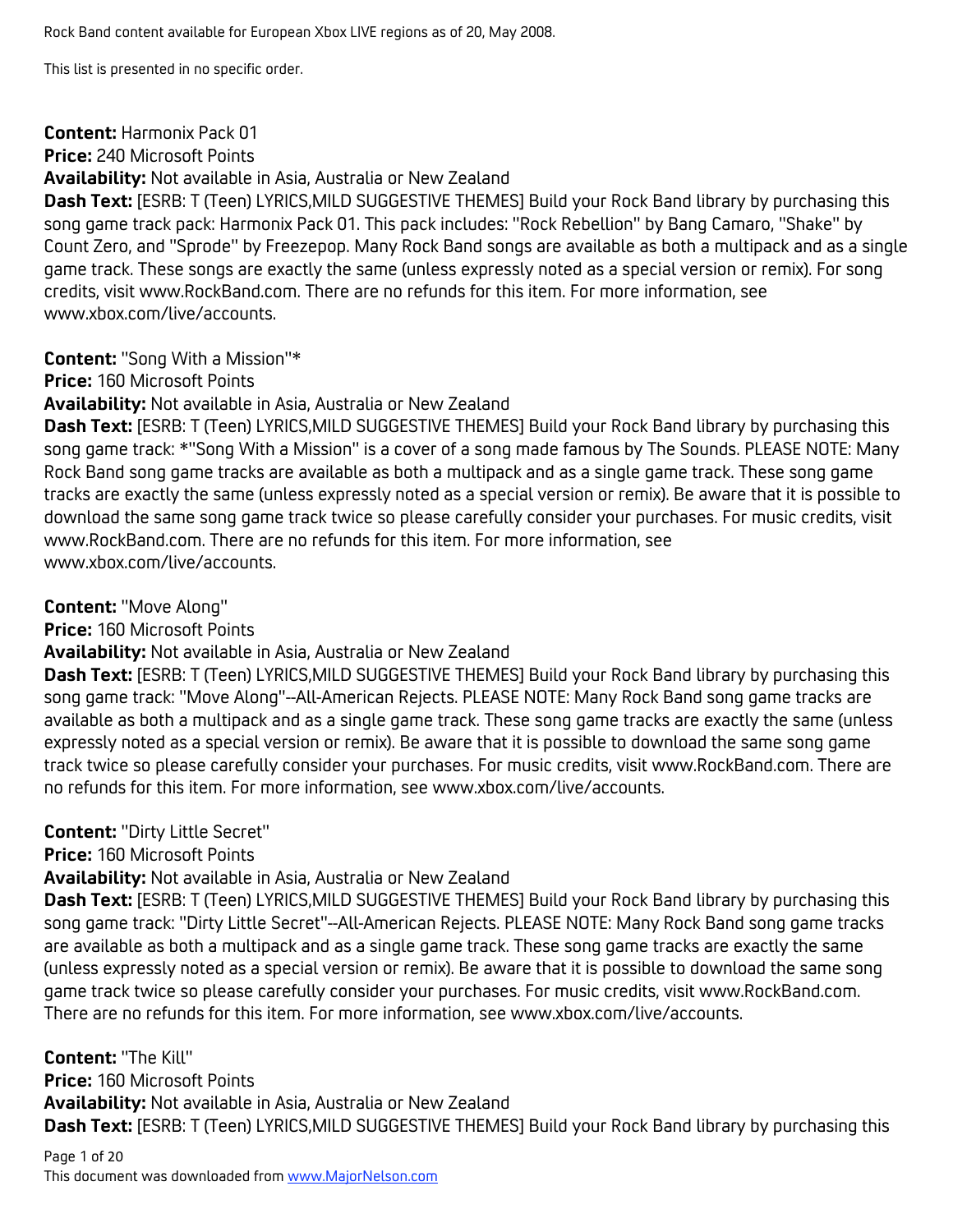Rock Band content available for European Xbox LIVE regions as of 20, May 2008.

This list is presented in no specific order.

**Content:** Harmonix Pack 01
**Price:** 240 Microsoft Points
**Availability:** Not available in Asia, Australia or New Zealand
**Dash Text:** [ESRB: T (Teen) LYRICS,MILD SUGGESTIVE THEMES] Build your Rock Band library by purchasing this song game track pack: Harmonix Pack 01. This pack includes: "Rock Rebellion" by Bang Camaro, "Shake" by Count Zero, and "Sprode" by Freezepop. Many Rock Band songs are available as both a multipack and as a single game track. These songs are exactly the same (unless expressly noted as a special version or remix). For song credits, visit www.RockBand.com. There are no refunds for this item. For more information, see www.xbox.com/live/accounts.

**Content:** "Song With a Mission"*
**Price:** 160 Microsoft Points
**Availability:** Not available in Asia, Australia or New Zealand
**Dash Text:** [ESRB: T (Teen) LYRICS,MILD SUGGESTIVE THEMES] Build your Rock Band library by purchasing this song game track: *"Song With a Mission" is a cover of a song made famous by The Sounds. PLEASE NOTE: Many Rock Band song game tracks are available as both a multipack and as a single game track. These song game tracks are exactly the same (unless expressly noted as a special version or remix). Be aware that it is possible to download the same song game track twice so please carefully consider your purchases. For music credits, visit www.RockBand.com. There are no refunds for this item. For more information, see www.xbox.com/live/accounts.

**Content:** "Move Along"
**Price:** 160 Microsoft Points
**Availability:** Not available in Asia, Australia or New Zealand
**Dash Text:** [ESRB: T (Teen) LYRICS,MILD SUGGESTIVE THEMES] Build your Rock Band library by purchasing this song game track: "Move Along"--All-American Rejects. PLEASE NOTE: Many Rock Band song game tracks are available as both a multipack and as a single game track. These song game tracks are exactly the same (unless expressly noted as a special version or remix). Be aware that it is possible to download the same song game track twice so please carefully consider your purchases. For music credits, visit www.RockBand.com. There are no refunds for this item. For more information, see www.xbox.com/live/accounts.

**Content:** "Dirty Little Secret"
**Price:** 160 Microsoft Points
**Availability:** Not available in Asia, Australia or New Zealand
**Dash Text:** [ESRB: T (Teen) LYRICS,MILD SUGGESTIVE THEMES] Build your Rock Band library by purchasing this song game track: "Dirty Little Secret"--All-American Rejects. PLEASE NOTE: Many Rock Band song game tracks are available as both a multipack and as a single game track. These song game tracks are exactly the same (unless expressly noted as a special version or remix). Be aware that it is possible to download the same song game track twice so please carefully consider your purchases. For music credits, visit www.RockBand.com. There are no refunds for this item. For more information, see www.xbox.com/live/accounts.

**Content:** "The Kill"
**Price:** 160 Microsoft Points
**Availability:** Not available in Asia, Australia or New Zealand
**Dash Text:** [ESRB: T (Teen) LYRICS,MILD SUGGESTIVE THEMES] Build your Rock Band library by purchasing this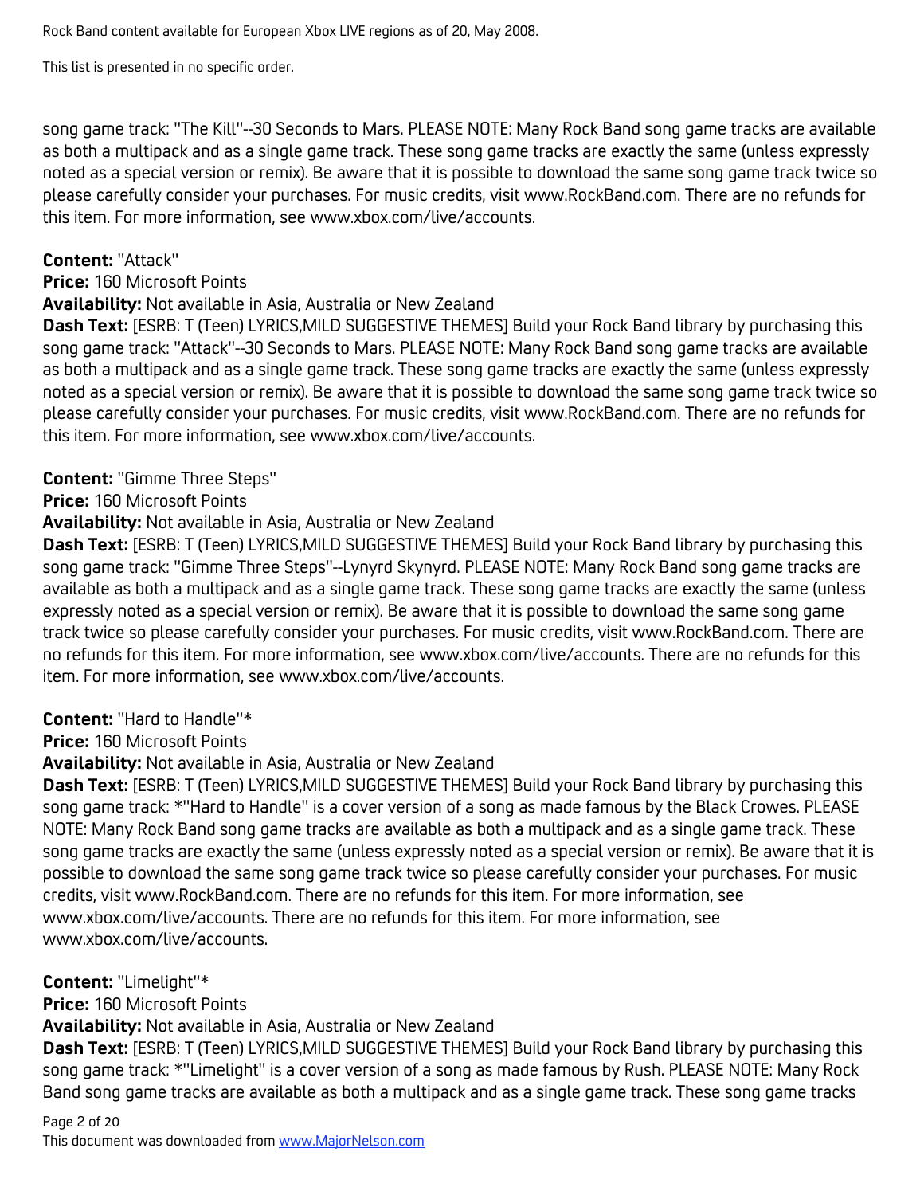song game track: "The Kill"--30 Seconds to Mars. PLEASE NOTE: Many Rock Band song game tracks are available as both a multipack and as a single game track. These song game tracks are exactly the same (unless expressly noted as a special version or remix). Be aware that it is possible to download the same song game track twice so please carefully consider your purchases. For music credits, visit www.RockBand.com. There are no refunds for this item. For more information, see www.xbox.com/live/accounts.

**Content:** "Attack"
**Price:** 160 Microsoft Points
**Availability:** Not available in Asia, Australia or New Zealand
**Dash Text:** [ESRB: T (Teen) LYRICS,MILD SUGGESTIVE THEMES] Build your Rock Band library by purchasing this song game track: "Attack"--30 Seconds to Mars. PLEASE NOTE: Many Rock Band song game tracks are available as both a multipack and as a single game track. These song game tracks are exactly the same (unless expressly noted as a special version or remix). Be aware that it is possible to download the same song game track twice so please carefully consider your purchases. For music credits, visit www.RockBand.com. There are no refunds for this item. For more information, see www.xbox.com/live/accounts.

**Content:** "Gimme Three Steps"
**Price:** 160 Microsoft Points
**Availability:** Not available in Asia, Australia or New Zealand
**Dash Text:** [ESRB: T (Teen) LYRICS,MILD SUGGESTIVE THEMES] Build your Rock Band library by purchasing this song game track: "Gimme Three Steps"--Lynyrd Skynyrd. PLEASE NOTE: Many Rock Band song game tracks are available as both a multipack and as a single game track. These song game tracks are exactly the same (unless expressly noted as a special version or remix). Be aware that it is possible to download the same song game track twice so please carefully consider your purchases. For music credits, visit www.RockBand.com. There are no refunds for this item. For more information, see www.xbox.com/live/accounts. There are no refunds for this item. For more information, see www.xbox.com/live/accounts.

**Content:** "Hard to Handle"*
**Price:** 160 Microsoft Points
**Availability:** Not available in Asia, Australia or New Zealand
**Dash Text:** [ESRB: T (Teen) LYRICS,MILD SUGGESTIVE THEMES] Build your Rock Band library by purchasing this song game track: *"Hard to Handle" is a cover version of a song as made famous by the Black Crowes. PLEASE NOTE: Many Rock Band song game tracks are available as both a multipack and as a single game track. These song game tracks are exactly the same (unless expressly noted as a special version or remix). Be aware that it is possible to download the same song game track twice so please carefully consider your purchases. For music credits, visit www.RockBand.com. There are no refunds for this item. For more information, see www.xbox.com/live/accounts. There are no refunds for this item. For more information, see www.xbox.com/live/accounts.

**Content:** "Limelight"*
**Price:** 160 Microsoft Points
**Availability:** Not available in Asia, Australia or New Zealand
**Dash Text:** [ESRB: T (Teen) LYRICS,MILD SUGGESTIVE THEMES] Build your Rock Band library by purchasing this song game track: *"Limelight" is a cover version of a song as made famous by Rush. PLEASE NOTE: Many Rock Band song game tracks are available as both a multipack and as a single game track. These song game tracks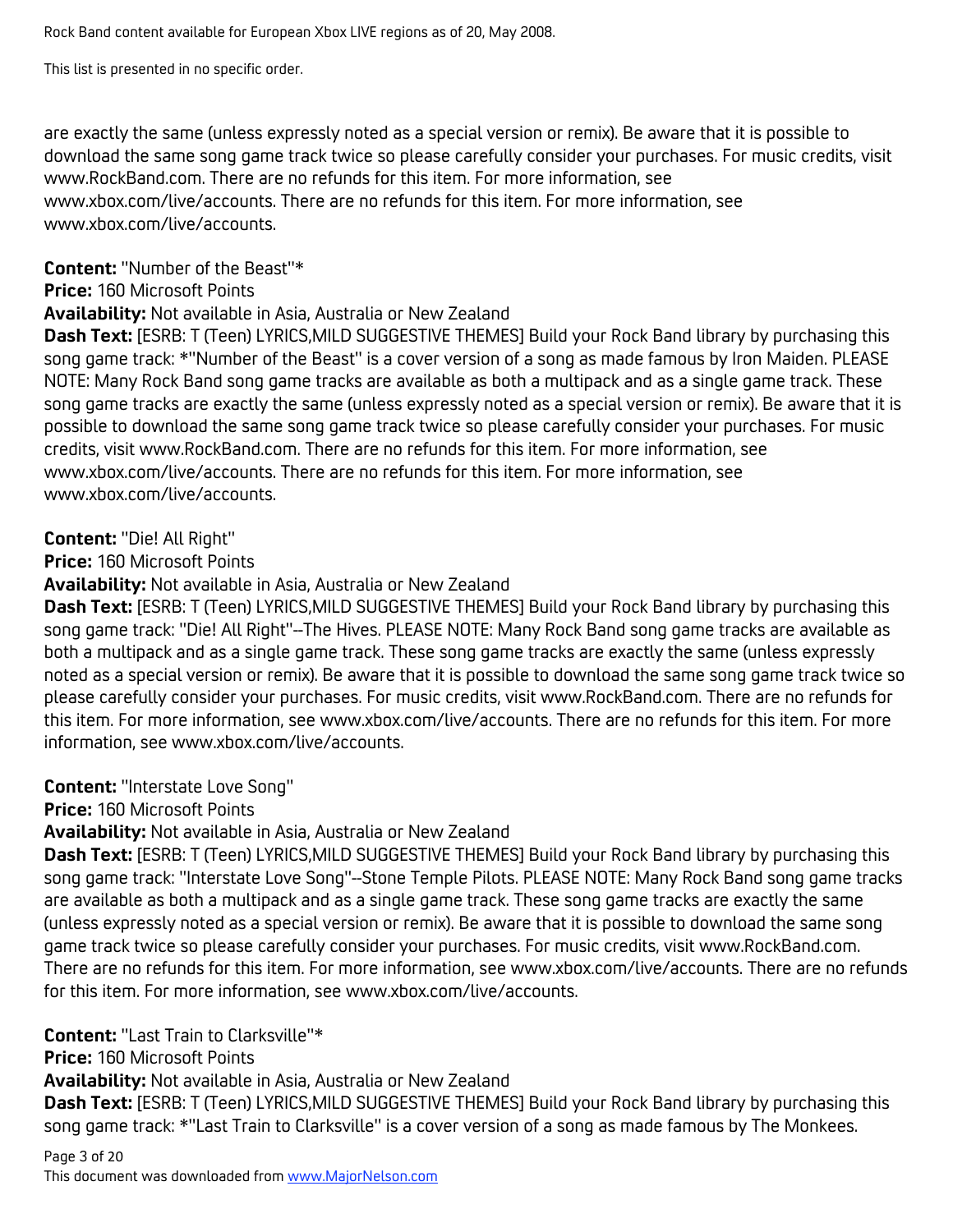are exactly the same (unless expressly noted as a special version or remix). Be aware that it is possible to download the same song game track twice so please carefully consider your purchases. For music credits, visit www.RockBand.com. There are no refunds for this item. For more information, see www.xbox.com/live/accounts. There are no refunds for this item. For more information, see www.xbox.com/live/accounts.

**Content:** "Number of the Beast"*
**Price:** 160 Microsoft Points
**Availability:** Not available in Asia, Australia or New Zealand
**Dash Text:** [ESRB: T (Teen) LYRICS,MILD SUGGESTIVE THEMES] Build your Rock Band library by purchasing this song game track: *"Number of the Beast" is a cover version of a song as made famous by Iron Maiden. PLEASE NOTE: Many Rock Band song game tracks are available as both a multipack and as a single game track. These song game tracks are exactly the same (unless expressly noted as a special version or remix). Be aware that it is possible to download the same song game track twice so please carefully consider your purchases. For music credits, visit www.RockBand.com. There are no refunds for this item. For more information, see www.xbox.com/live/accounts. There are no refunds for this item. For more information, see www.xbox.com/live/accounts.

**Content:** "Die! All Right"
**Price:** 160 Microsoft Points
**Availability:** Not available in Asia, Australia or New Zealand
**Dash Text:** [ESRB: T (Teen) LYRICS,MILD SUGGESTIVE THEMES] Build your Rock Band library by purchasing this song game track: "Die! All Right"--The Hives. PLEASE NOTE: Many Rock Band song game tracks are available as both a multipack and as a single game track. These song game tracks are exactly the same (unless expressly noted as a special version or remix). Be aware that it is possible to download the same song game track twice so please carefully consider your purchases. For music credits, visit www.RockBand.com. There are no refunds for this item. For more information, see www.xbox.com/live/accounts. There are no refunds for this item. For more information, see www.xbox.com/live/accounts.

**Content:** "Interstate Love Song"
**Price:** 160 Microsoft Points
**Availability:** Not available in Asia, Australia or New Zealand
**Dash Text:** [ESRB: T (Teen) LYRICS,MILD SUGGESTIVE THEMES] Build your Rock Band library by purchasing this song game track: "Interstate Love Song"--Stone Temple Pilots. PLEASE NOTE: Many Rock Band song game tracks are available as both a multipack and as a single game track. These song game tracks are exactly the same (unless expressly noted as a special version or remix). Be aware that it is possible to download the same song game track twice so please carefully consider your purchases. For music credits, visit www.RockBand.com. There are no refunds for this item. For more information, see www.xbox.com/live/accounts. There are no refunds for this item. For more information, see www.xbox.com/live/accounts.

**Content:** "Last Train to Clarksville"*
**Price:** 160 Microsoft Points
**Availability:** Not available in Asia, Australia or New Zealand
**Dash Text:** [ESRB: T (Teen) LYRICS,MILD SUGGESTIVE THEMES] Build your Rock Band library by purchasing this song game track: *"Last Train to Clarksville" is a cover version of a song as made famous by The Monkees.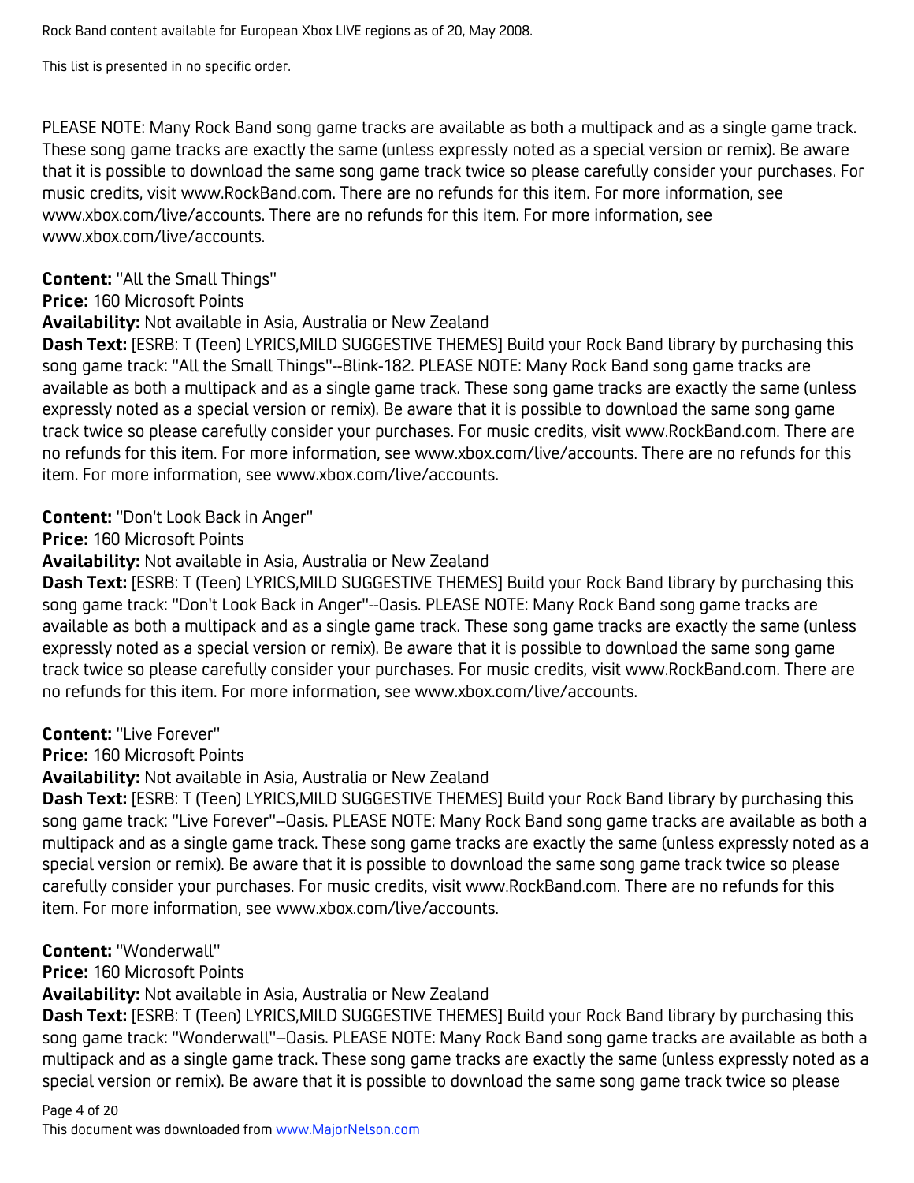Rock Band content available for European Xbox LIVE regions as of 20, May 2008.

This list is presented in no specific order.

PLEASE NOTE: Many Rock Band song game tracks are available as both a multipack and as a single game track. These song game tracks are exactly the same (unless expressly noted as a special version or remix). Be aware that it is possible to download the same song game track twice so please carefully consider your purchases. For music credits, visit www.RockBand.com. There are no refunds for this item. For more information, see www.xbox.com/live/accounts. There are no refunds for this item. For more information, see www.xbox.com/live/accounts.

**Content:** "All the Small Things"
**Price:** 160 Microsoft Points
**Availability:** Not available in Asia, Australia or New Zealand
**Dash Text:** [ESRB: T (Teen) LYRICS,MILD SUGGESTIVE THEMES] Build your Rock Band library by purchasing this song game track: "All the Small Things"--Blink-182. PLEASE NOTE: Many Rock Band song game tracks are available as both a multipack and as a single game track. These song game tracks are exactly the same (unless expressly noted as a special version or remix). Be aware that it is possible to download the same song game track twice so please carefully consider your purchases. For music credits, visit www.RockBand.com. There are no refunds for this item. For more information, see www.xbox.com/live/accounts. There are no refunds for this item. For more information, see www.xbox.com/live/accounts.

**Content:** "Don't Look Back in Anger"
**Price:** 160 Microsoft Points
**Availability:** Not available in Asia, Australia or New Zealand
**Dash Text:** [ESRB: T (Teen) LYRICS,MILD SUGGESTIVE THEMES] Build your Rock Band library by purchasing this song game track: "Don't Look Back in Anger"--Oasis. PLEASE NOTE: Many Rock Band song game tracks are available as both a multipack and as a single game track. These song game tracks are exactly the same (unless expressly noted as a special version or remix). Be aware that it is possible to download the same song game track twice so please carefully consider your purchases. For music credits, visit www.RockBand.com. There are no refunds for this item. For more information, see www.xbox.com/live/accounts.

**Content:** "Live Forever"
**Price:** 160 Microsoft Points
**Availability:** Not available in Asia, Australia or New Zealand
**Dash Text:** [ESRB: T (Teen) LYRICS,MILD SUGGESTIVE THEMES] Build your Rock Band library by purchasing this song game track: "Live Forever"--Oasis. PLEASE NOTE: Many Rock Band song game tracks are available as both a multipack and as a single game track. These song game tracks are exactly the same (unless expressly noted as a special version or remix). Be aware that it is possible to download the same song game track twice so please carefully consider your purchases. For music credits, visit www.RockBand.com. There are no refunds for this item. For more information, see www.xbox.com/live/accounts.

**Content:** "Wonderwall"
**Price:** 160 Microsoft Points
**Availability:** Not available in Asia, Australia or New Zealand
**Dash Text:** [ESRB: T (Teen) LYRICS,MILD SUGGESTIVE THEMES] Build your Rock Band library by purchasing this song game track: "Wonderwall"--Oasis. PLEASE NOTE: Many Rock Band song game tracks are available as both a multipack and as a single game track. These song game tracks are exactly the same (unless expressly noted as a special version or remix). Be aware that it is possible to download the same song game track twice so please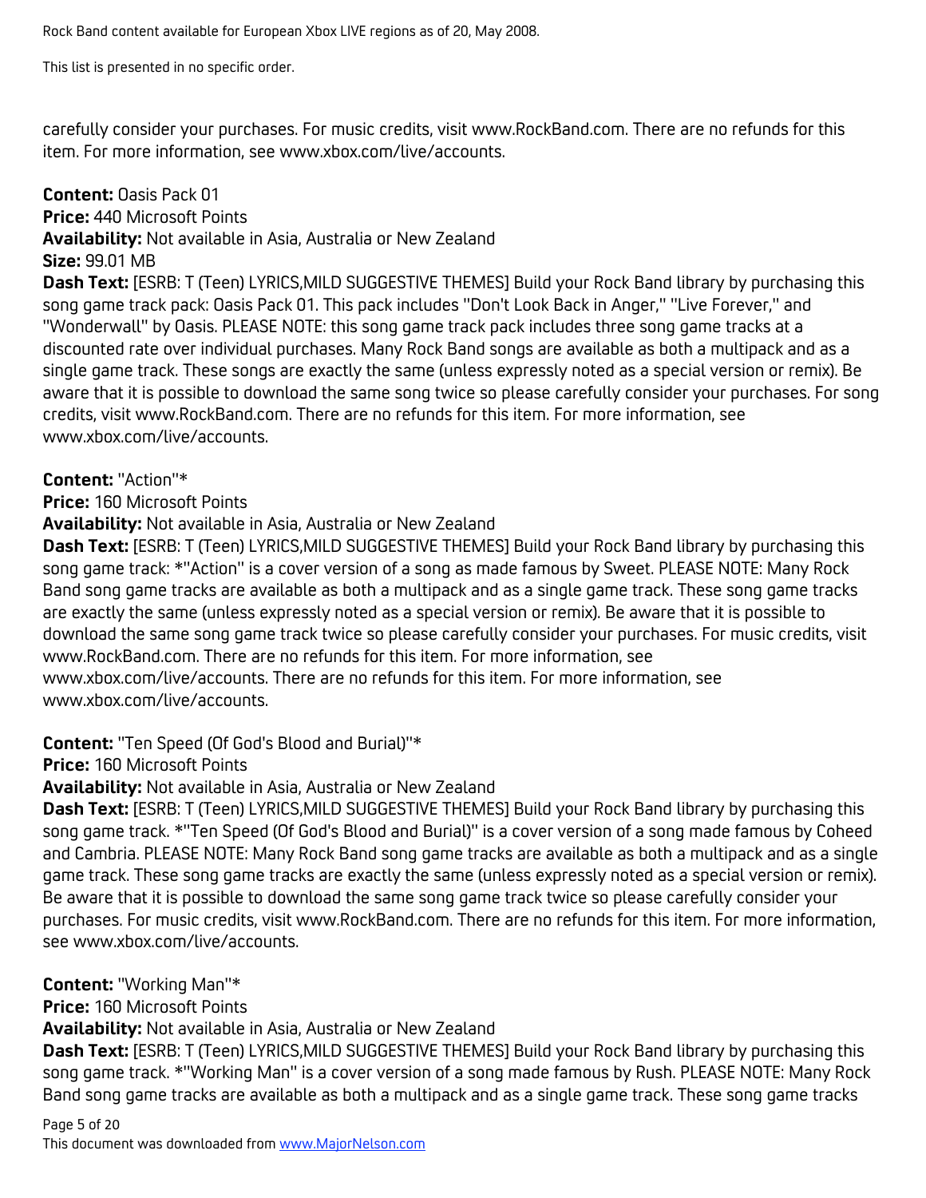carefully consider your purchases. For music credits, visit www.RockBand.com. There are no refunds for this item. For more information, see www.xbox.com/live/accounts.

**Content:** Oasis Pack 01
**Price:** 440 Microsoft Points
**Availability:** Not available in Asia, Australia or New Zealand
**Size:** 99.01 MB
**Dash Text:** [ESRB: T (Teen) LYRICS,MILD SUGGESTIVE THEMES] Build your Rock Band library by purchasing this song game track pack: Oasis Pack 01. This pack includes "Don't Look Back in Anger," "Live Forever," and "Wonderwall" by Oasis. PLEASE NOTE: this song game track pack includes three song game tracks at a discounted rate over individual purchases. Many Rock Band songs are available as both a multipack and as a single game track. These songs are exactly the same (unless expressly noted as a special version or remix). Be aware that it is possible to download the same song twice so please carefully consider your purchases. For song credits, visit www.RockBand.com. There are no refunds for this item. For more information, see www.xbox.com/live/accounts.

**Content:** "Action"*
**Price:** 160 Microsoft Points
**Availability:** Not available in Asia, Australia or New Zealand
**Dash Text:** [ESRB: T (Teen) LYRICS,MILD SUGGESTIVE THEMES] Build your Rock Band library by purchasing this song game track: *"Action" is a cover version of a song as made famous by Sweet. PLEASE NOTE: Many Rock Band song game tracks are available as both a multipack and as a single game track. These song game tracks are exactly the same (unless expressly noted as a special version or remix). Be aware that it is possible to download the same song game track twice so please carefully consider your purchases. For music credits, visit www.RockBand.com. There are no refunds for this item. For more information, see www.xbox.com/live/accounts. There are no refunds for this item. For more information, see www.xbox.com/live/accounts.

**Content:** "Ten Speed (Of God's Blood and Burial)"*
**Price:** 160 Microsoft Points
**Availability:** Not available in Asia, Australia or New Zealand
**Dash Text:** [ESRB: T (Teen) LYRICS,MILD SUGGESTIVE THEMES] Build your Rock Band library by purchasing this song game track. *"Ten Speed (Of God's Blood and Burial)" is a cover version of a song made famous by Coheed and Cambria. PLEASE NOTE: Many Rock Band song game tracks are available as both a multipack and as a single game track. These song game tracks are exactly the same (unless expressly noted as a special version or remix). Be aware that it is possible to download the same song game track twice so please carefully consider your purchases. For music credits, visit www.RockBand.com. There are no refunds for this item. For more information, see www.xbox.com/live/accounts.

**Content:** "Working Man"*
**Price:** 160 Microsoft Points
**Availability:** Not available in Asia, Australia or New Zealand
**Dash Text:** [ESRB: T (Teen) LYRICS,MILD SUGGESTIVE THEMES] Build your Rock Band library by purchasing this song game track. *"Working Man" is a cover version of a song made famous by Rush. PLEASE NOTE: Many Rock Band song game tracks are available as both a multipack and as a single game track. These song game tracks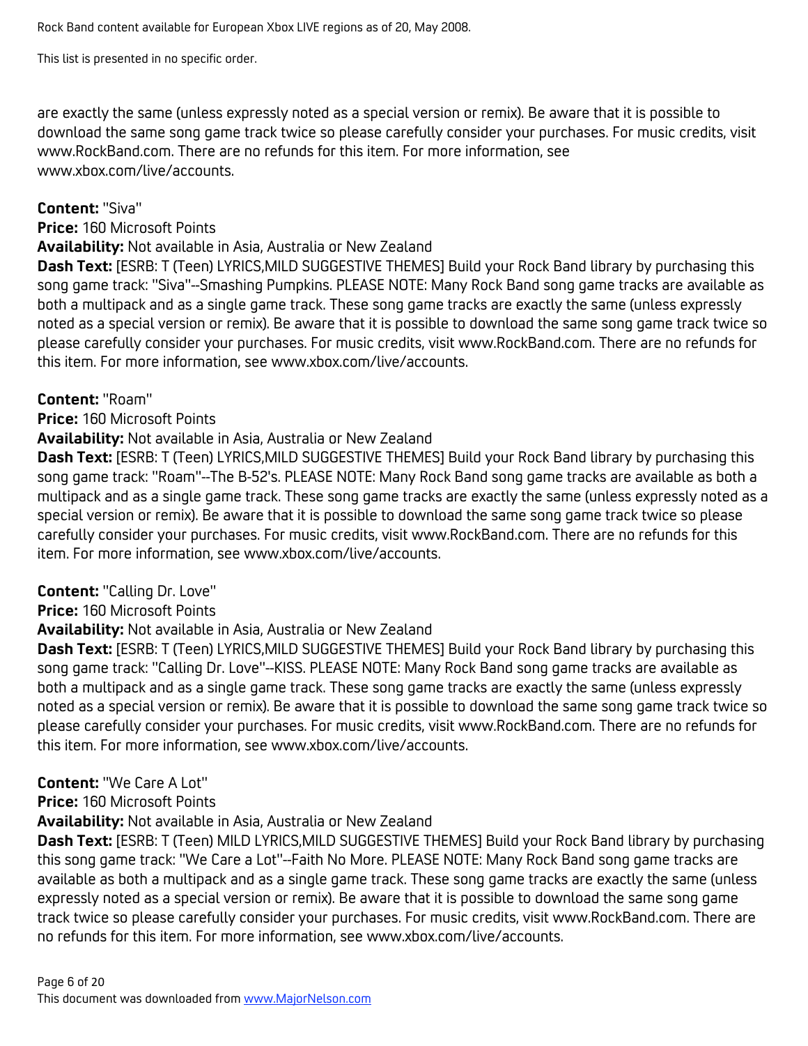are exactly the same (unless expressly noted as a special version or remix). Be aware that it is possible to download the same song game track twice so please carefully consider your purchases. For music credits, visit www.RockBand.com. There are no refunds for this item. For more information, see www.xbox.com/live/accounts.

**Content:** "Siva"
**Price:** 160 Microsoft Points
**Availability:** Not available in Asia, Australia or New Zealand
**Dash Text:** [ESRB: T (Teen) LYRICS,MILD SUGGESTIVE THEMES] Build your Rock Band library by purchasing this song game track: "Siva"--Smashing Pumpkins. PLEASE NOTE: Many Rock Band song game tracks are available as both a multipack and as a single game track. These song game tracks are exactly the same (unless expressly noted as a special version or remix). Be aware that it is possible to download the same song game track twice so please carefully consider your purchases. For music credits, visit www.RockBand.com. There are no refunds for this item. For more information, see www.xbox.com/live/accounts.

**Content:** "Roam"
**Price:** 160 Microsoft Points
**Availability:** Not available in Asia, Australia or New Zealand
**Dash Text:** [ESRB: T (Teen) LYRICS,MILD SUGGESTIVE THEMES] Build your Rock Band library by purchasing this song game track: "Roam"--The B-52's. PLEASE NOTE: Many Rock Band song game tracks are available as both a multipack and as a single game track. These song game tracks are exactly the same (unless expressly noted as a special version or remix). Be aware that it is possible to download the same song game track twice so please carefully consider your purchases. For music credits, visit www.RockBand.com. There are no refunds for this item. For more information, see www.xbox.com/live/accounts.

**Content:** "Calling Dr. Love"
**Price:** 160 Microsoft Points
**Availability:** Not available in Asia, Australia or New Zealand
**Dash Text:** [ESRB: T (Teen) LYRICS,MILD SUGGESTIVE THEMES] Build your Rock Band library by purchasing this song game track: "Calling Dr. Love"--KISS. PLEASE NOTE: Many Rock Band song game tracks are available as both a multipack and as a single game track. These song game tracks are exactly the same (unless expressly noted as a special version or remix). Be aware that it is possible to download the same song game track twice so please carefully consider your purchases. For music credits, visit www.RockBand.com. There are no refunds for this item. For more information, see www.xbox.com/live/accounts.

**Content:** "We Care A Lot"
**Price:** 160 Microsoft Points
**Availability:** Not available in Asia, Australia or New Zealand
**Dash Text:** [ESRB: T (Teen) MILD LYRICS,MILD SUGGESTIVE THEMES] Build your Rock Band library by purchasing this song game track: "We Care a Lot"--Faith No More. PLEASE NOTE: Many Rock Band song game tracks are available as both a multipack and as a single game track. These song game tracks are exactly the same (unless expressly noted as a special version or remix). Be aware that it is possible to download the same song game track twice so please carefully consider your purchases. For music credits, visit www.RockBand.com. There are no refunds for this item. For more information, see www.xbox.com/live/accounts.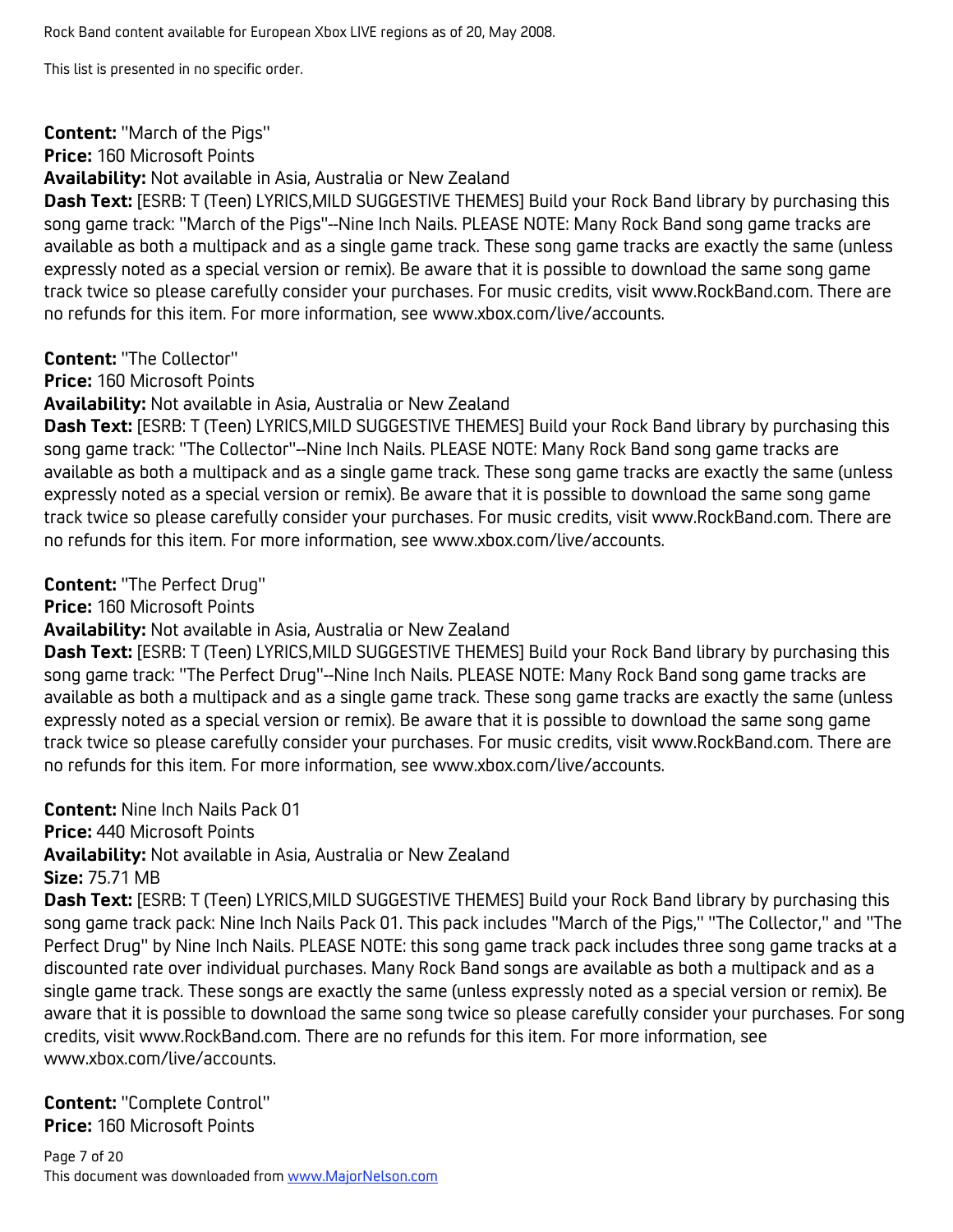Rock Band content available for European Xbox LIVE regions as of 20, May 2008.

This list is presented in no specific order.

**Content:** "March of the Pigs"
**Price:** 160 Microsoft Points
**Availability:** Not available in Asia, Australia or New Zealand
**Dash Text:** [ESRB: T (Teen) LYRICS,MILD SUGGESTIVE THEMES] Build your Rock Band library by purchasing this song game track: "March of the Pigs"--Nine Inch Nails. PLEASE NOTE: Many Rock Band song game tracks are available as both a multipack and as a single game track. These song game tracks are exactly the same (unless expressly noted as a special version or remix). Be aware that it is possible to download the same song game track twice so please carefully consider your purchases. For music credits, visit www.RockBand.com. There are no refunds for this item. For more information, see www.xbox.com/live/accounts.

**Content:** "The Collector"
**Price:** 160 Microsoft Points
**Availability:** Not available in Asia, Australia or New Zealand
**Dash Text:** [ESRB: T (Teen) LYRICS,MILD SUGGESTIVE THEMES] Build your Rock Band library by purchasing this song game track: "The Collector"--Nine Inch Nails. PLEASE NOTE: Many Rock Band song game tracks are available as both a multipack and as a single game track. These song game tracks are exactly the same (unless expressly noted as a special version or remix). Be aware that it is possible to download the same song game track twice so please carefully consider your purchases. For music credits, visit www.RockBand.com. There are no refunds for this item. For more information, see www.xbox.com/live/accounts.

**Content:** "The Perfect Drug"
**Price:** 160 Microsoft Points
**Availability:** Not available in Asia, Australia or New Zealand
**Dash Text:** [ESRB: T (Teen) LYRICS,MILD SUGGESTIVE THEMES] Build your Rock Band library by purchasing this song game track: "The Perfect Drug"--Nine Inch Nails. PLEASE NOTE: Many Rock Band song game tracks are available as both a multipack and as a single game track. These song game tracks are exactly the same (unless expressly noted as a special version or remix). Be aware that it is possible to download the same song game track twice so please carefully consider your purchases. For music credits, visit www.RockBand.com. There are no refunds for this item. For more information, see www.xbox.com/live/accounts.

**Content:** Nine Inch Nails Pack 01
**Price:** 440 Microsoft Points
**Availability:** Not available in Asia, Australia or New Zealand
**Size:** 75.71 MB
**Dash Text:** [ESRB: T (Teen) LYRICS,MILD SUGGESTIVE THEMES] Build your Rock Band library by purchasing this song game track pack: Nine Inch Nails Pack 01. This pack includes "March of the Pigs," "The Collector," and "The Perfect Drug" by Nine Inch Nails. PLEASE NOTE: this song game track pack includes three song game tracks at a discounted rate over individual purchases. Many Rock Band songs are available as both a multipack and as a single game track. These songs are exactly the same (unless expressly noted as a special version or remix). Be aware that it is possible to download the same song twice so please carefully consider your purchases. For song credits, visit www.RockBand.com. There are no refunds for this item. For more information, see www.xbox.com/live/accounts.

**Content:** "Complete Control"
**Price:** 160 Microsoft Points

This document was downloaded from www.MajorNelson.com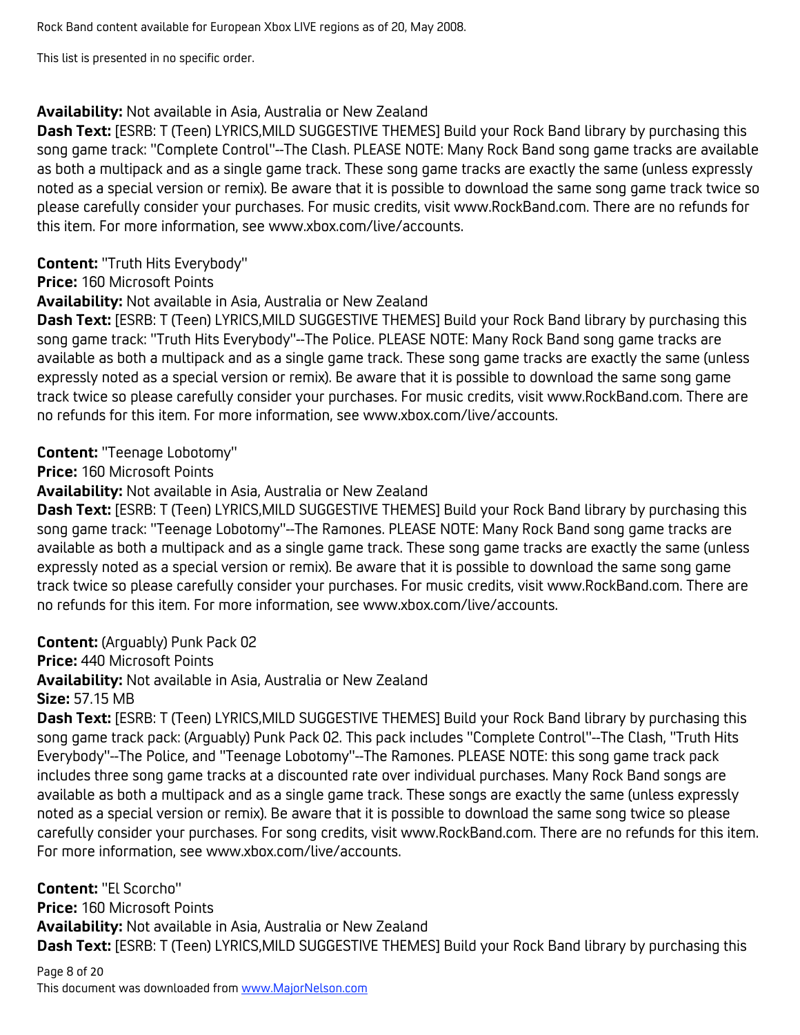Rock Band content available for European Xbox LIVE regions as of 20, May 2008.

This list is presented in no specific order.

**Availability:** Not available in Asia, Australia or New Zealand
**Dash Text:** [ESRB: T (Teen) LYRICS,MILD SUGGESTIVE THEMES] Build your Rock Band library by purchasing this song game track: "Complete Control"--The Clash. PLEASE NOTE: Many Rock Band song game tracks are available as both a multipack and as a single game track. These song game tracks are exactly the same (unless expressly noted as a special version or remix). Be aware that it is possible to download the same song game track twice so please carefully consider your purchases. For music credits, visit www.RockBand.com. There are no refunds for this item. For more information, see www.xbox.com/live/accounts.

**Content:** "Truth Hits Everybody"
**Price:** 160 Microsoft Points
**Availability:** Not available in Asia, Australia or New Zealand
**Dash Text:** [ESRB: T (Teen) LYRICS,MILD SUGGESTIVE THEMES] Build your Rock Band library by purchasing this song game track: "Truth Hits Everybody"--The Police. PLEASE NOTE: Many Rock Band song game tracks are available as both a multipack and as a single game track. These song game tracks are exactly the same (unless expressly noted as a special version or remix). Be aware that it is possible to download the same song game track twice so please carefully consider your purchases. For music credits, visit www.RockBand.com. There are no refunds for this item. For more information, see www.xbox.com/live/accounts.

**Content:** "Teenage Lobotomy"
**Price:** 160 Microsoft Points
**Availability:** Not available in Asia, Australia or New Zealand
**Dash Text:** [ESRB: T (Teen) LYRICS,MILD SUGGESTIVE THEMES] Build your Rock Band library by purchasing this song game track: "Teenage Lobotomy"--The Ramones. PLEASE NOTE: Many Rock Band song game tracks are available as both a multipack and as a single game track. These song game tracks are exactly the same (unless expressly noted as a special version or remix). Be aware that it is possible to download the same song game track twice so please carefully consider your purchases. For music credits, visit www.RockBand.com. There are no refunds for this item. For more information, see www.xbox.com/live/accounts.

**Content:** (Arguably) Punk Pack 02
**Price:** 440 Microsoft Points
**Availability:** Not available in Asia, Australia or New Zealand
**Size:** 57.15 MB
**Dash Text:** [ESRB: T (Teen) LYRICS,MILD SUGGESTIVE THEMES] Build your Rock Band library by purchasing this song game track pack: (Arguably) Punk Pack 02. This pack includes "Complete Control"--The Clash, "Truth Hits Everybody"--The Police, and "Teenage Lobotomy"--The Ramones. PLEASE NOTE: this song game track pack includes three song game tracks at a discounted rate over individual purchases. Many Rock Band songs are available as both a multipack and as a single game track. These songs are exactly the same (unless expressly noted as a special version or remix). Be aware that it is possible to download the same song twice so please carefully consider your purchases. For song credits, visit www.RockBand.com. There are no refunds for this item. For more information, see www.xbox.com/live/accounts.

**Content:** "El Scorcho"
**Price:** 160 Microsoft Points
**Availability:** Not available in Asia, Australia or New Zealand
**Dash Text:** [ESRB: T (Teen) LYRICS,MILD SUGGESTIVE THEMES] Build your Rock Band library by purchasing this

This document was downloaded from www.MajorNelson.com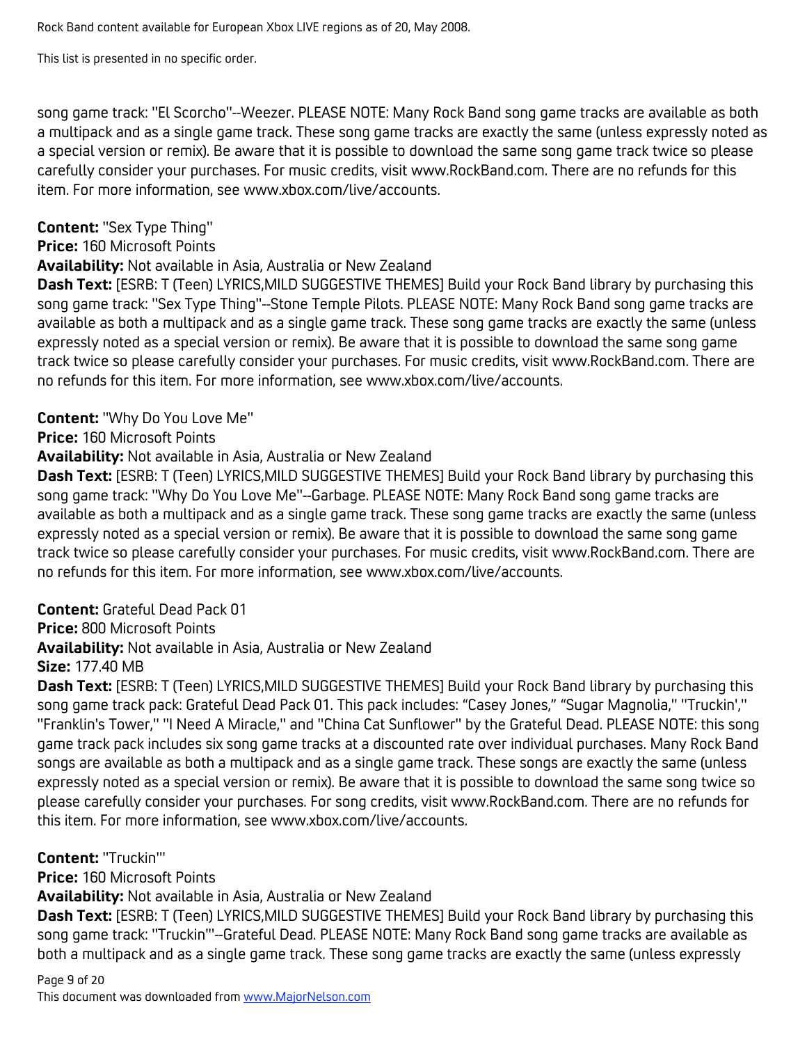song game track: "El Scorcho"--Weezer. PLEASE NOTE: Many Rock Band song game tracks are available as both a multipack and as a single game track. These song game tracks are exactly the same (unless expressly noted as a special version or remix). Be aware that it is possible to download the same song game track twice so please carefully consider your purchases. For music credits, visit www.RockBand.com. There are no refunds for this item. For more information, see www.xbox.com/live/accounts.

**Content:** "Sex Type Thing"
**Price:** 160 Microsoft Points
**Availability:** Not available in Asia, Australia or New Zealand
**Dash Text:** [ESRB: T (Teen) LYRICS,MILD SUGGESTIVE THEMES] Build your Rock Band library by purchasing this song game track: "Sex Type Thing"--Stone Temple Pilots. PLEASE NOTE: Many Rock Band song game tracks are available as both a multipack and as a single game track. These song game tracks are exactly the same (unless expressly noted as a special version or remix). Be aware that it is possible to download the same song game track twice so please carefully consider your purchases. For music credits, visit www.RockBand.com. There are no refunds for this item. For more information, see www.xbox.com/live/accounts.

**Content:** "Why Do You Love Me"
**Price:** 160 Microsoft Points
**Availability:** Not available in Asia, Australia or New Zealand
**Dash Text:** [ESRB: T (Teen) LYRICS,MILD SUGGESTIVE THEMES] Build your Rock Band library by purchasing this song game track: "Why Do You Love Me"--Garbage. PLEASE NOTE: Many Rock Band song game tracks are available as both a multipack and as a single game track. These song game tracks are exactly the same (unless expressly noted as a special version or remix). Be aware that it is possible to download the same song game track twice so please carefully consider your purchases. For music credits, visit www.RockBand.com. There are no refunds for this item. For more information, see www.xbox.com/live/accounts.

**Content:** Grateful Dead Pack 01
**Price:** 800 Microsoft Points
**Availability:** Not available in Asia, Australia or New Zealand
**Size:** 177.40 MB
**Dash Text:** [ESRB: T (Teen) LYRICS,MILD SUGGESTIVE THEMES] Build your Rock Band library by purchasing this song game track pack: Grateful Dead Pack 01. This pack includes: "Casey Jones," "Sugar Magnolia," "Truckin'," "Franklin's Tower," "I Need A Miracle," and "China Cat Sunflower" by the Grateful Dead. PLEASE NOTE: this song game track pack includes six song game tracks at a discounted rate over individual purchases. Many Rock Band songs are available as both a multipack and as a single game track. These songs are exactly the same (unless expressly noted as a special version or remix). Be aware that it is possible to download the same song twice so please carefully consider your purchases. For song credits, visit www.RockBand.com. There are no refunds for this item. For more information, see www.xbox.com/live/accounts.

**Content:** "Truckin'"
**Price:** 160 Microsoft Points
**Availability:** Not available in Asia, Australia or New Zealand
**Dash Text:** [ESRB: T (Teen) LYRICS,MILD SUGGESTIVE THEMES] Build your Rock Band library by purchasing this song game track: "Truckin'"--Grateful Dead. PLEASE NOTE: Many Rock Band song game tracks are available as both a multipack and as a single game track. These song game tracks are exactly the same (unless expressly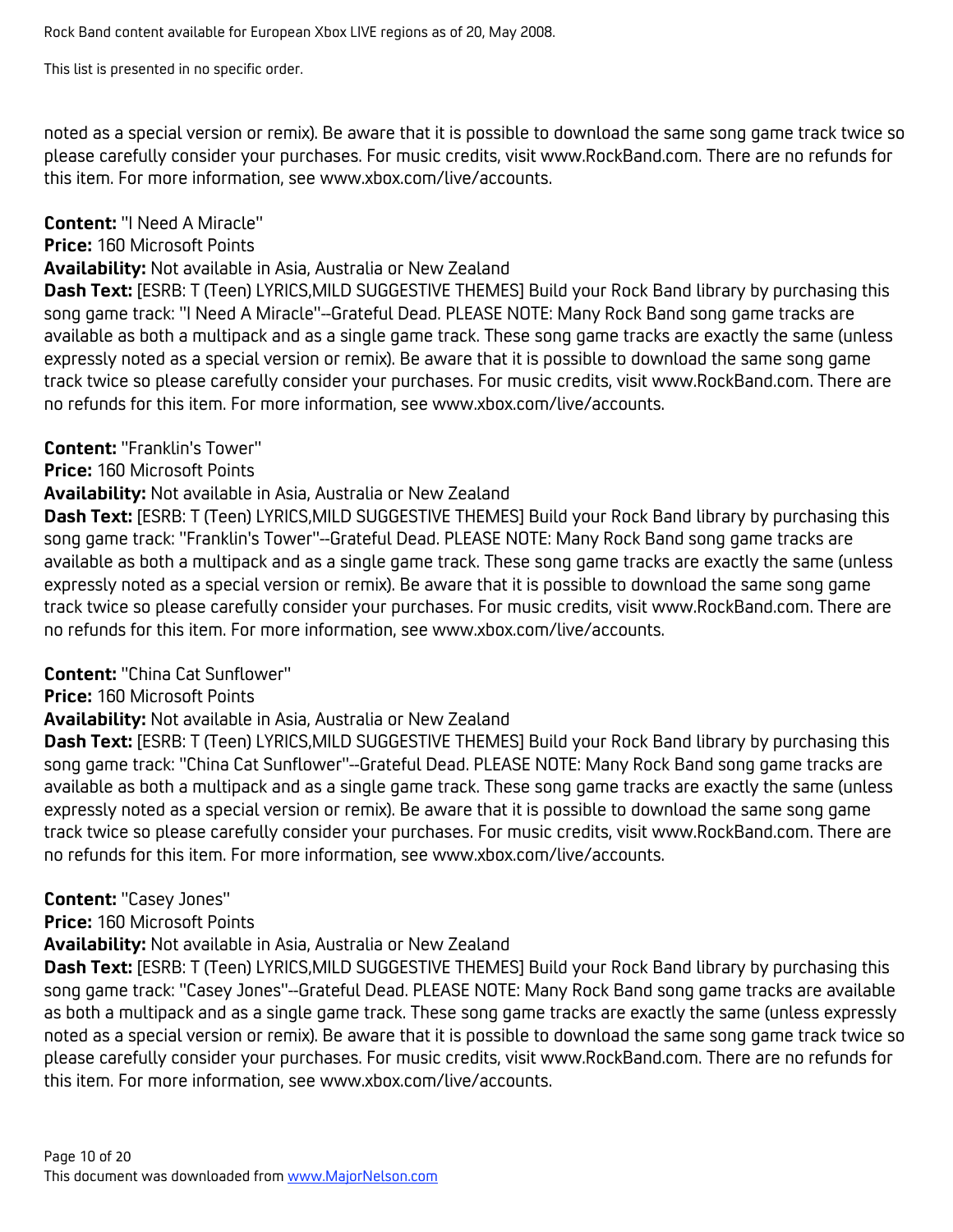noted as a special version or remix). Be aware that it is possible to download the same song game track twice so please carefully consider your purchases. For music credits, visit www.RockBand.com. There are no refunds for this item. For more information, see www.xbox.com/live/accounts.

**Content:** "I Need A Miracle"
**Price:** 160 Microsoft Points
**Availability:** Not available in Asia, Australia or New Zealand
**Dash Text:** [ESRB: T (Teen) LYRICS,MILD SUGGESTIVE THEMES] Build your Rock Band library by purchasing this song game track: "I Need A Miracle"--Grateful Dead. PLEASE NOTE: Many Rock Band song game tracks are available as both a multipack and as a single game track. These song game tracks are exactly the same (unless expressly noted as a special version or remix). Be aware that it is possible to download the same song game track twice so please carefully consider your purchases. For music credits, visit www.RockBand.com. There are no refunds for this item. For more information, see www.xbox.com/live/accounts.

**Content:** "Franklin's Tower"
**Price:** 160 Microsoft Points
**Availability:** Not available in Asia, Australia or New Zealand
**Dash Text:** [ESRB: T (Teen) LYRICS,MILD SUGGESTIVE THEMES] Build your Rock Band library by purchasing this song game track: "Franklin's Tower"--Grateful Dead. PLEASE NOTE: Many Rock Band song game tracks are available as both a multipack and as a single game track. These song game tracks are exactly the same (unless expressly noted as a special version or remix). Be aware that it is possible to download the same song game track twice so please carefully consider your purchases. For music credits, visit www.RockBand.com. There are no refunds for this item. For more information, see www.xbox.com/live/accounts.

**Content:** "China Cat Sunflower"
**Price:** 160 Microsoft Points
**Availability:** Not available in Asia, Australia or New Zealand
**Dash Text:** [ESRB: T (Teen) LYRICS,MILD SUGGESTIVE THEMES] Build your Rock Band library by purchasing this song game track: "China Cat Sunflower"--Grateful Dead. PLEASE NOTE: Many Rock Band song game tracks are available as both a multipack and as a single game track. These song game tracks are exactly the same (unless expressly noted as a special version or remix). Be aware that it is possible to download the same song game track twice so please carefully consider your purchases. For music credits, visit www.RockBand.com. There are no refunds for this item. For more information, see www.xbox.com/live/accounts.

**Content:** "Casey Jones"
**Price:** 160 Microsoft Points
**Availability:** Not available in Asia, Australia or New Zealand
**Dash Text:** [ESRB: T (Teen) LYRICS,MILD SUGGESTIVE THEMES] Build your Rock Band library by purchasing this song game track: "Casey Jones"--Grateful Dead. PLEASE NOTE: Many Rock Band song game tracks are available as both a multipack and as a single game track. These song game tracks are exactly the same (unless expressly noted as a special version or remix). Be aware that it is possible to download the same song game track twice so please carefully consider your purchases. For music credits, visit www.RockBand.com. There are no refunds for this item. For more information, see www.xbox.com/live/accounts.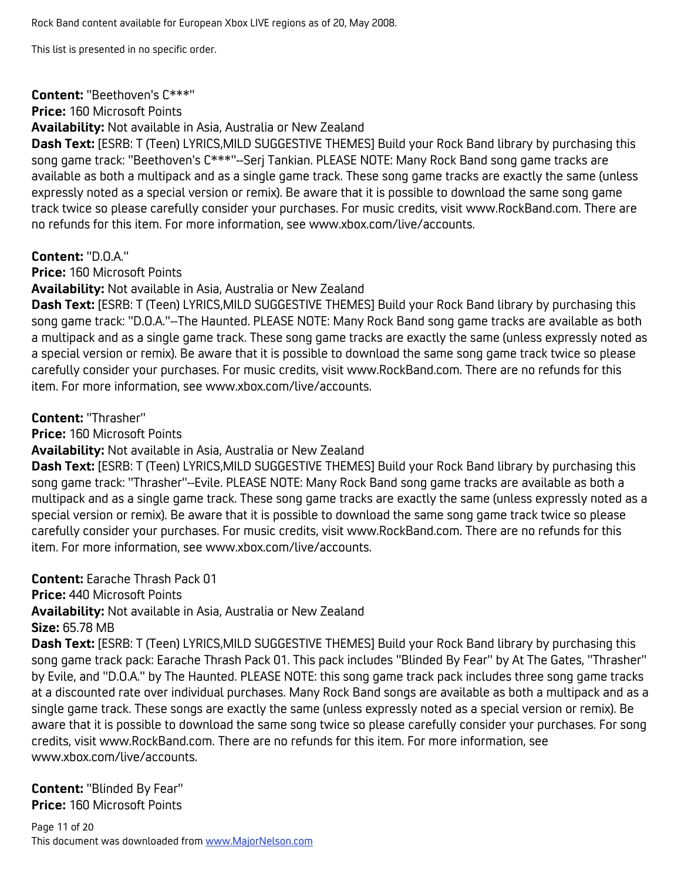Rock Band content available for European Xbox LIVE regions as of 20, May 2008.

This list is presented in no specific order.

**Content:** "Beethoven's C***"
**Price:** 160 Microsoft Points
**Availability:** Not available in Asia, Australia or New Zealand
**Dash Text:** [ESRB: T (Teen) LYRICS,MILD SUGGESTIVE THEMES] Build your Rock Band library by purchasing this song game track: "Beethoven's C***"--Serj Tankian. PLEASE NOTE: Many Rock Band song game tracks are available as both a multipack and as a single game track. These song game tracks are exactly the same (unless expressly noted as a special version or remix). Be aware that it is possible to download the same song game track twice so please carefully consider your purchases. For music credits, visit www.RockBand.com. There are no refunds for this item. For more information, see www.xbox.com/live/accounts.

**Content:** "D.O.A."
**Price:** 160 Microsoft Points
**Availability:** Not available in Asia, Australia or New Zealand
**Dash Text:** [ESRB: T (Teen) LYRICS,MILD SUGGESTIVE THEMES] Build your Rock Band library by purchasing this song game track: "D.O.A."--The Haunted. PLEASE NOTE: Many Rock Band song game tracks are available as both a multipack and as a single game track. These song game tracks are exactly the same (unless expressly noted as a special version or remix). Be aware that it is possible to download the same song game track twice so please carefully consider your purchases. For music credits, visit www.RockBand.com. There are no refunds for this item. For more information, see www.xbox.com/live/accounts.

**Content:** "Thrasher"
**Price:** 160 Microsoft Points
**Availability:** Not available in Asia, Australia or New Zealand
**Dash Text:** [ESRB: T (Teen) LYRICS,MILD SUGGESTIVE THEMES] Build your Rock Band library by purchasing this song game track: "Thrasher"--Evile. PLEASE NOTE: Many Rock Band song game tracks are available as both a multipack and as a single game track. These song game tracks are exactly the same (unless expressly noted as a special version or remix). Be aware that it is possible to download the same song game track twice so please carefully consider your purchases. For music credits, visit www.RockBand.com. There are no refunds for this item. For more information, see www.xbox.com/live/accounts.

**Content:** Earache Thrash Pack 01
**Price:** 440 Microsoft Points
**Availability:** Not available in Asia, Australia or New Zealand
**Size:** 65.78 MB
**Dash Text:** [ESRB: T (Teen) LYRICS,MILD SUGGESTIVE THEMES] Build your Rock Band library by purchasing this song game track pack: Earache Thrash Pack 01. This pack includes "Blinded By Fear" by At The Gates, "Thrasher" by Evile, and "D.O.A." by The Haunted. PLEASE NOTE: this song game track pack includes three song game tracks at a discounted rate over individual purchases. Many Rock Band songs are available as both a multipack and as a single game track. These songs are exactly the same (unless expressly noted as a special version or remix). Be aware that it is possible to download the same song twice so please carefully consider your purchases. For song credits, visit www.RockBand.com. There are no refunds for this item. For more information, see www.xbox.com/live/accounts.

**Content:** "Blinded By Fear"
**Price:** 160 Microsoft Points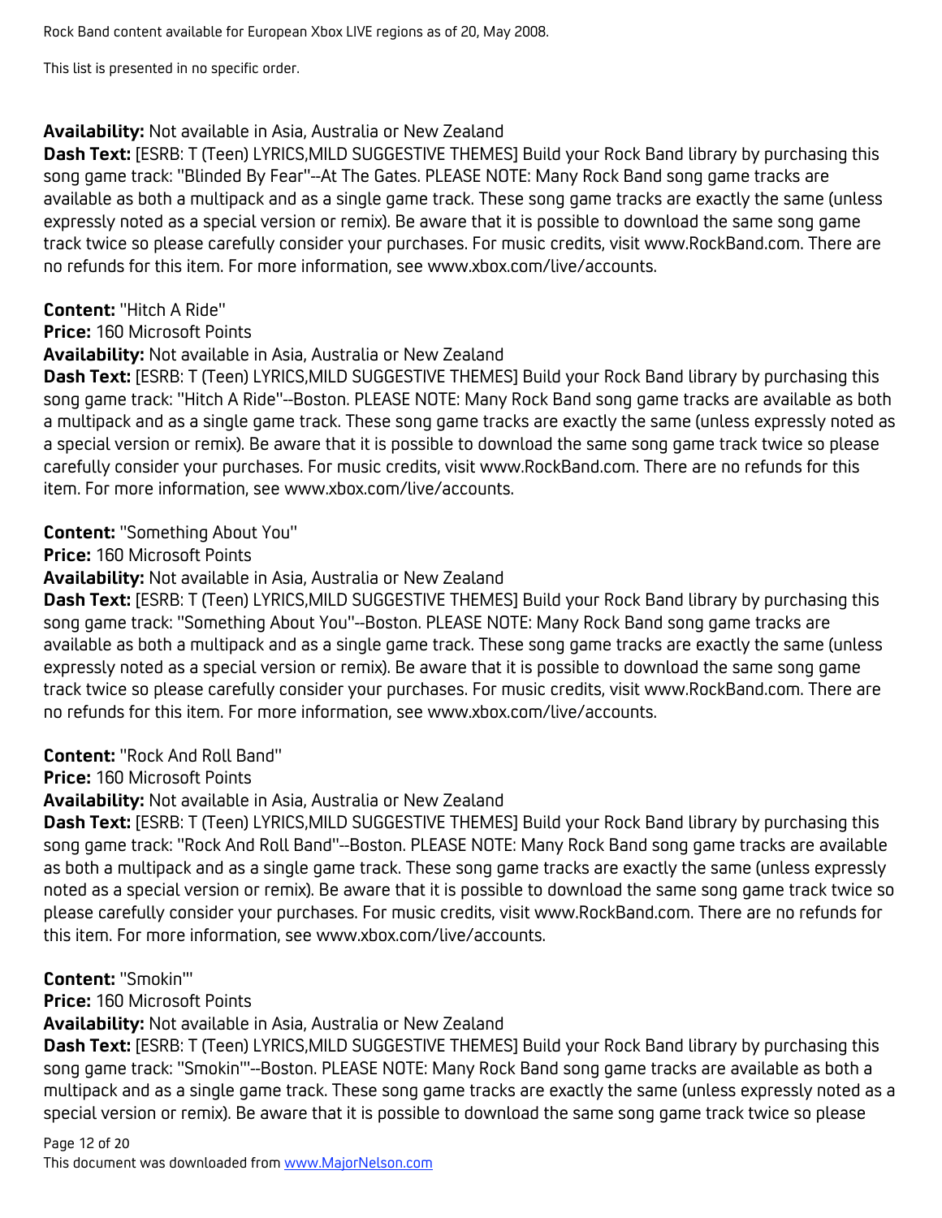**Availability:** Not available in Asia, Australia or New Zealand
**Dash Text:** [ESRB: T (Teen) LYRICS,MILD SUGGESTIVE THEMES] Build your Rock Band library by purchasing this song game track: "Blinded By Fear"--At The Gates. PLEASE NOTE: Many Rock Band song game tracks are available as both a multipack and as a single game track. These song game tracks are exactly the same (unless expressly noted as a special version or remix). Be aware that it is possible to download the same song game track twice so please carefully consider your purchases. For music credits, visit www.RockBand.com. There are no refunds for this item. For more information, see www.xbox.com/live/accounts.

**Content:** "Hitch A Ride"
**Price:** 160 Microsoft Points
**Availability:** Not available in Asia, Australia or New Zealand
**Dash Text:** [ESRB: T (Teen) LYRICS,MILD SUGGESTIVE THEMES] Build your Rock Band library by purchasing this song game track: "Hitch A Ride"--Boston. PLEASE NOTE: Many Rock Band song game tracks are available as both a multipack and as a single game track. These song game tracks are exactly the same (unless expressly noted as a special version or remix). Be aware that it is possible to download the same song game track twice so please carefully consider your purchases. For music credits, visit www.RockBand.com. There are no refunds for this item. For more information, see www.xbox.com/live/accounts.

**Content:** "Something About You"
**Price:** 160 Microsoft Points
**Availability:** Not available in Asia, Australia or New Zealand
**Dash Text:** [ESRB: T (Teen) LYRICS,MILD SUGGESTIVE THEMES] Build your Rock Band library by purchasing this song game track: "Something About You"--Boston. PLEASE NOTE: Many Rock Band song game tracks are available as both a multipack and as a single game track. These song game tracks are exactly the same (unless expressly noted as a special version or remix). Be aware that it is possible to download the same song game track twice so please carefully consider your purchases. For music credits, visit www.RockBand.com. There are no refunds for this item. For more information, see www.xbox.com/live/accounts.

**Content:** "Rock And Roll Band"
**Price:** 160 Microsoft Points
**Availability:** Not available in Asia, Australia or New Zealand
**Dash Text:** [ESRB: T (Teen) LYRICS,MILD SUGGESTIVE THEMES] Build your Rock Band library by purchasing this song game track: "Rock And Roll Band"--Boston. PLEASE NOTE: Many Rock Band song game tracks are available as both a multipack and as a single game track. These song game tracks are exactly the same (unless expressly noted as a special version or remix). Be aware that it is possible to download the same song game track twice so please carefully consider your purchases. For music credits, visit www.RockBand.com. There are no refunds for this item. For more information, see www.xbox.com/live/accounts.

**Content:** "Smokin'"
**Price:** 160 Microsoft Points
**Availability:** Not available in Asia, Australia or New Zealand
**Dash Text:** [ESRB: T (Teen) LYRICS,MILD SUGGESTIVE THEMES] Build your Rock Band library by purchasing this song game track: "Smokin'"--Boston. PLEASE NOTE: Many Rock Band song game tracks are available as both a multipack and as a single game track. These song game tracks are exactly the same (unless expressly noted as a special version or remix). Be aware that it is possible to download the same song game track twice so please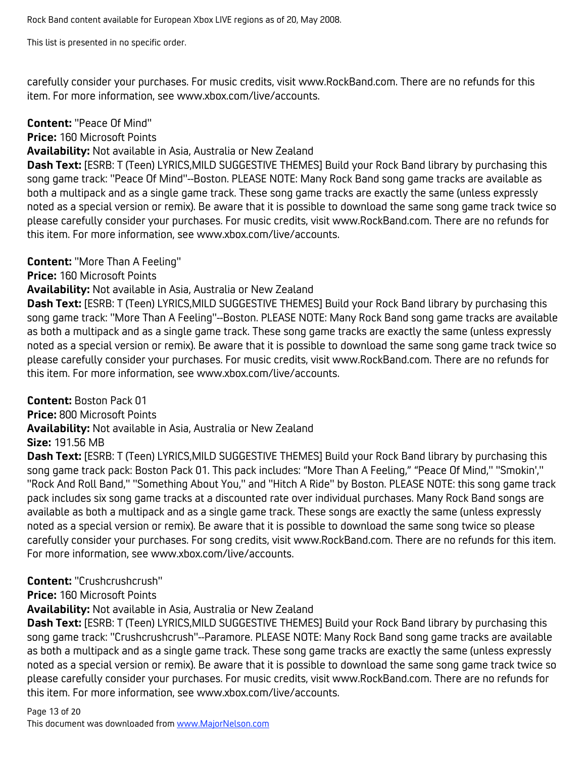carefully consider your purchases. For music credits, visit www.RockBand.com. There are no refunds for this item. For more information, see www.xbox.com/live/accounts.

**Content:** "Peace Of Mind"
**Price:** 160 Microsoft Points
**Availability:** Not available in Asia, Australia or New Zealand
**Dash Text:** [ESRB: T (Teen) LYRICS,MILD SUGGESTIVE THEMES] Build your Rock Band library by purchasing this song game track: "Peace Of Mind"--Boston. PLEASE NOTE: Many Rock Band song game tracks are available as both a multipack and as a single game track. These song game tracks are exactly the same (unless expressly noted as a special version or remix). Be aware that it is possible to download the same song game track twice so please carefully consider your purchases. For music credits, visit www.RockBand.com. There are no refunds for this item. For more information, see www.xbox.com/live/accounts.

**Content:** "More Than A Feeling"
**Price:** 160 Microsoft Points
**Availability:** Not available in Asia, Australia or New Zealand
**Dash Text:** [ESRB: T (Teen) LYRICS,MILD SUGGESTIVE THEMES] Build your Rock Band library by purchasing this song game track: "More Than A Feeling"--Boston. PLEASE NOTE: Many Rock Band song game tracks are available as both a multipack and as a single game track. These song game tracks are exactly the same (unless expressly noted as a special version or remix). Be aware that it is possible to download the same song game track twice so please carefully consider your purchases. For music credits, visit www.RockBand.com. There are no refunds for this item. For more information, see www.xbox.com/live/accounts.

**Content:** Boston Pack 01
**Price:** 800 Microsoft Points
**Availability:** Not available in Asia, Australia or New Zealand
**Size:** 191.56 MB
**Dash Text:** [ESRB: T (Teen) LYRICS,MILD SUGGESTIVE THEMES] Build your Rock Band library by purchasing this song game track pack: Boston Pack 01. This pack includes: "More Than A Feeling," "Peace Of Mind," "Smokin'," "Rock And Roll Band," "Something About You," and "Hitch A Ride" by Boston. PLEASE NOTE: this song game track pack includes six song game tracks at a discounted rate over individual purchases. Many Rock Band songs are available as both a multipack and as a single game track. These songs are exactly the same (unless expressly noted as a special version or remix). Be aware that it is possible to download the same song twice so please carefully consider your purchases. For song credits, visit www.RockBand.com. There are no refunds for this item. For more information, see www.xbox.com/live/accounts.

**Content:** "Crushcrushcrush"
**Price:** 160 Microsoft Points
**Availability:** Not available in Asia, Australia or New Zealand
**Dash Text:** [ESRB: T (Teen) LYRICS,MILD SUGGESTIVE THEMES] Build your Rock Band library by purchasing this song game track: "Crushcrushcrush"--Paramore. PLEASE NOTE: Many Rock Band song game tracks are available as both a multipack and as a single game track. These song game tracks are exactly the same (unless expressly noted as a special version or remix). Be aware that it is possible to download the same song game track twice so please carefully consider your purchases. For music credits, visit www.RockBand.com. There are no refunds for this item. For more information, see www.xbox.com/live/accounts.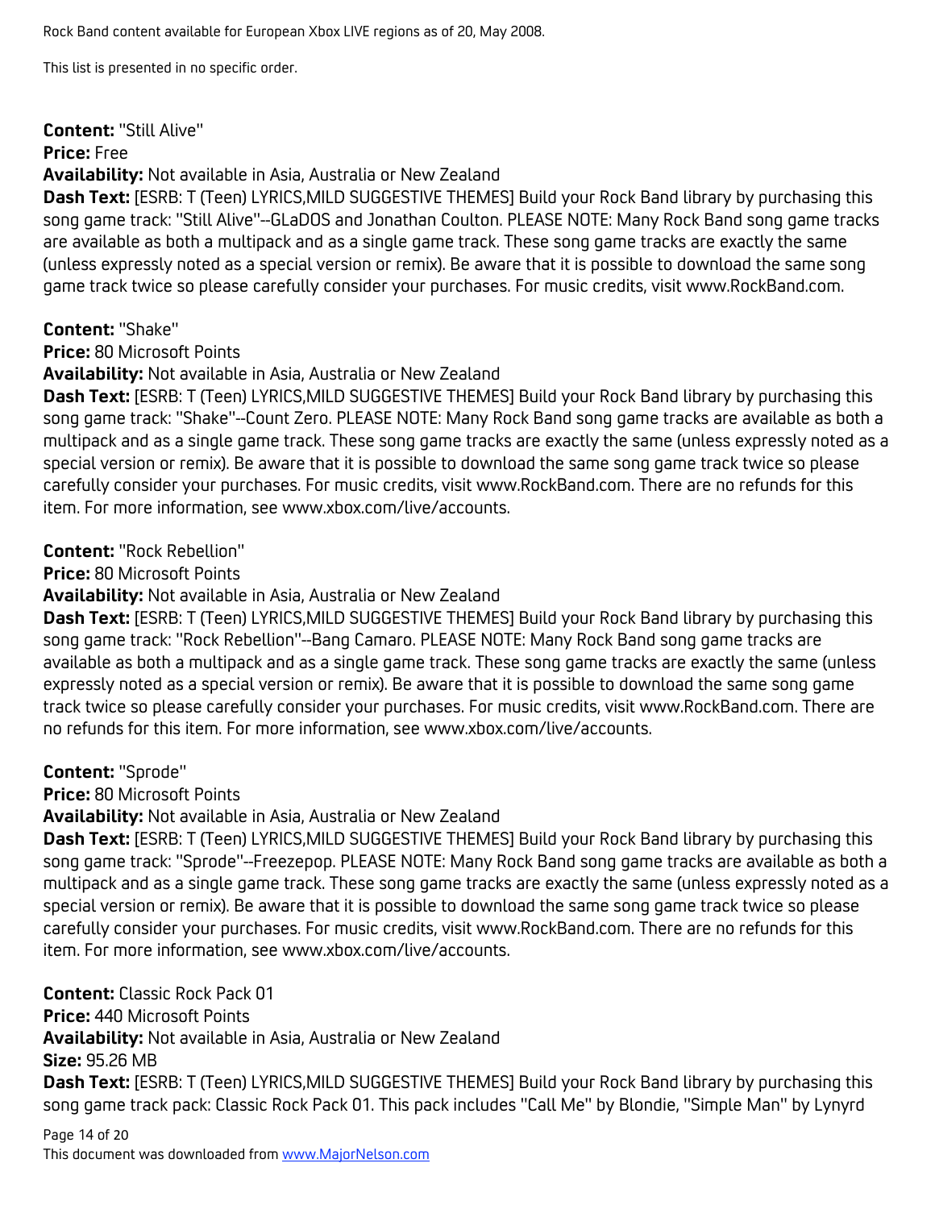Rock Band content available for European Xbox LIVE regions as of 20, May 2008.

This list is presented in no specific order.

**Content:** "Still Alive"
**Price:** Free
**Availability:** Not available in Asia, Australia or New Zealand
**Dash Text:** [ESRB: T (Teen) LYRICS,MILD SUGGESTIVE THEMES] Build your Rock Band library by purchasing this song game track: "Still Alive"--GLaDOS and Jonathan Coulton. PLEASE NOTE: Many Rock Band song game tracks are available as both a multipack and as a single game track. These song game tracks are exactly the same (unless expressly noted as a special version or remix). Be aware that it is possible to download the same song game track twice so please carefully consider your purchases. For music credits, visit www.RockBand.com.

**Content:** "Shake"
**Price:** 80 Microsoft Points
**Availability:** Not available in Asia, Australia or New Zealand
**Dash Text:** [ESRB: T (Teen) LYRICS,MILD SUGGESTIVE THEMES] Build your Rock Band library by purchasing this song game track: "Shake"--Count Zero. PLEASE NOTE: Many Rock Band song game tracks are available as both a multipack and as a single game track. These song game tracks are exactly the same (unless expressly noted as a special version or remix). Be aware that it is possible to download the same song game track twice so please carefully consider your purchases. For music credits, visit www.RockBand.com. There are no refunds for this item. For more information, see www.xbox.com/live/accounts.

**Content:** "Rock Rebellion"
**Price:** 80 Microsoft Points
**Availability:** Not available in Asia, Australia or New Zealand
**Dash Text:** [ESRB: T (Teen) LYRICS,MILD SUGGESTIVE THEMES] Build your Rock Band library by purchasing this song game track: "Rock Rebellion"--Bang Camaro. PLEASE NOTE: Many Rock Band song game tracks are available as both a multipack and as a single game track. These song game tracks are exactly the same (unless expressly noted as a special version or remix). Be aware that it is possible to download the same song game track twice so please carefully consider your purchases. For music credits, visit www.RockBand.com. There are no refunds for this item. For more information, see www.xbox.com/live/accounts.

**Content:** "Sprode"
**Price:** 80 Microsoft Points
**Availability:** Not available in Asia, Australia or New Zealand
**Dash Text:** [ESRB: T (Teen) LYRICS,MILD SUGGESTIVE THEMES] Build your Rock Band library by purchasing this song game track: "Sprode"--Freezepop. PLEASE NOTE: Many Rock Band song game tracks are available as both a multipack and as a single game track. These song game tracks are exactly the same (unless expressly noted as a special version or remix). Be aware that it is possible to download the same song game track twice so please carefully consider your purchases. For music credits, visit www.RockBand.com. There are no refunds for this item. For more information, see www.xbox.com/live/accounts.

**Content:** Classic Rock Pack 01
**Price:** 440 Microsoft Points
**Availability:** Not available in Asia, Australia or New Zealand
**Size:** 95.26 MB
**Dash Text:** [ESRB: T (Teen) LYRICS,MILD SUGGESTIVE THEMES] Build your Rock Band library by purchasing this song game track pack: Classic Rock Pack 01. This pack includes "Call Me" by Blondie, "Simple Man" by Lynyrd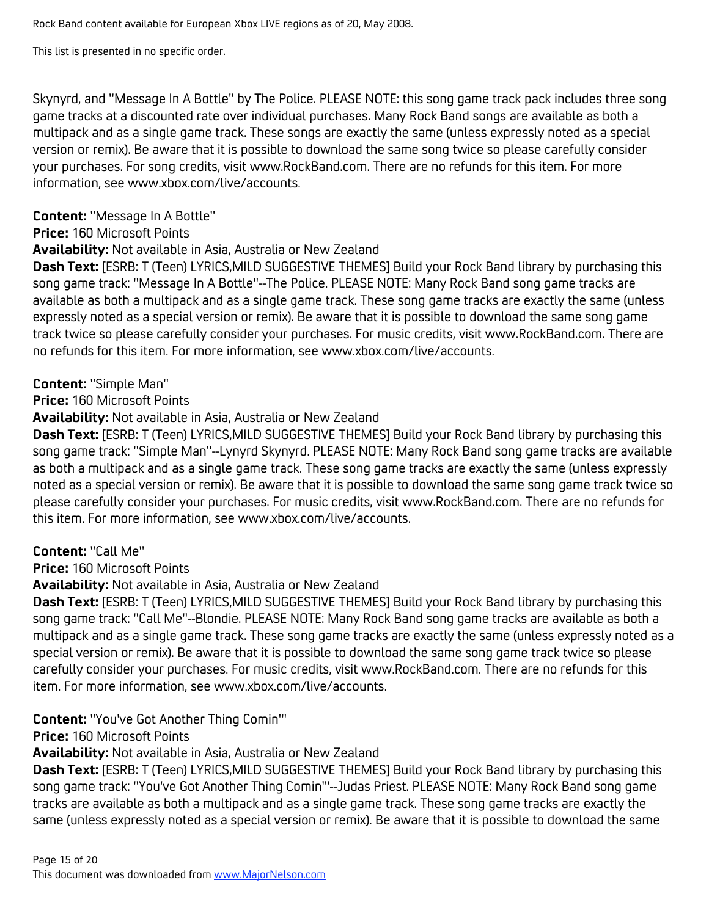Skynyrd, and "Message In A Bottle" by The Police. PLEASE NOTE: this song game track pack includes three song game tracks at a discounted rate over individual purchases. Many Rock Band songs are available as both a multipack and as a single game track. These songs are exactly the same (unless expressly noted as a special version or remix). Be aware that it is possible to download the same song twice so please carefully consider your purchases. For song credits, visit www.RockBand.com. There are no refunds for this item. For more information, see www.xbox.com/live/accounts.

**Content:** "Message In A Bottle"
**Price:** 160 Microsoft Points
**Availability:** Not available in Asia, Australia or New Zealand
**Dash Text:** [ESRB: T (Teen) LYRICS,MILD SUGGESTIVE THEMES] Build your Rock Band library by purchasing this song game track: "Message In A Bottle"--The Police. PLEASE NOTE: Many Rock Band song game tracks are available as both a multipack and as a single game track. These song game tracks are exactly the same (unless expressly noted as a special version or remix). Be aware that it is possible to download the same song game track twice so please carefully consider your purchases. For music credits, visit www.RockBand.com. There are no refunds for this item. For more information, see www.xbox.com/live/accounts.

**Content:** "Simple Man"
**Price:** 160 Microsoft Points
**Availability:** Not available in Asia, Australia or New Zealand
**Dash Text:** [ESRB: T (Teen) LYRICS,MILD SUGGESTIVE THEMES] Build your Rock Band library by purchasing this song game track: "Simple Man"--Lynyrd Skynyrd. PLEASE NOTE: Many Rock Band song game tracks are available as both a multipack and as a single game track. These song game tracks are exactly the same (unless expressly noted as a special version or remix). Be aware that it is possible to download the same song game track twice so please carefully consider your purchases. For music credits, visit www.RockBand.com. There are no refunds for this item. For more information, see www.xbox.com/live/accounts.

**Content:** "Call Me"
**Price:** 160 Microsoft Points
**Availability:** Not available in Asia, Australia or New Zealand
**Dash Text:** [ESRB: T (Teen) LYRICS,MILD SUGGESTIVE THEMES] Build your Rock Band library by purchasing this song game track: "Call Me"--Blondie. PLEASE NOTE: Many Rock Band song game tracks are available as both a multipack and as a single game track. These song game tracks are exactly the same (unless expressly noted as a special version or remix). Be aware that it is possible to download the same song game track twice so please carefully consider your purchases. For music credits, visit www.RockBand.com. There are no refunds for this item. For more information, see www.xbox.com/live/accounts.

**Content:** "You've Got Another Thing Comin'"
**Price:** 160 Microsoft Points
**Availability:** Not available in Asia, Australia or New Zealand
**Dash Text:** [ESRB: T (Teen) LYRICS,MILD SUGGESTIVE THEMES] Build your Rock Band library by purchasing this song game track: "You've Got Another Thing Comin'"--Judas Priest. PLEASE NOTE: Many Rock Band song game tracks are available as both a multipack and as a single game track. These song game tracks are exactly the same (unless expressly noted as a special version or remix). Be aware that it is possible to download the same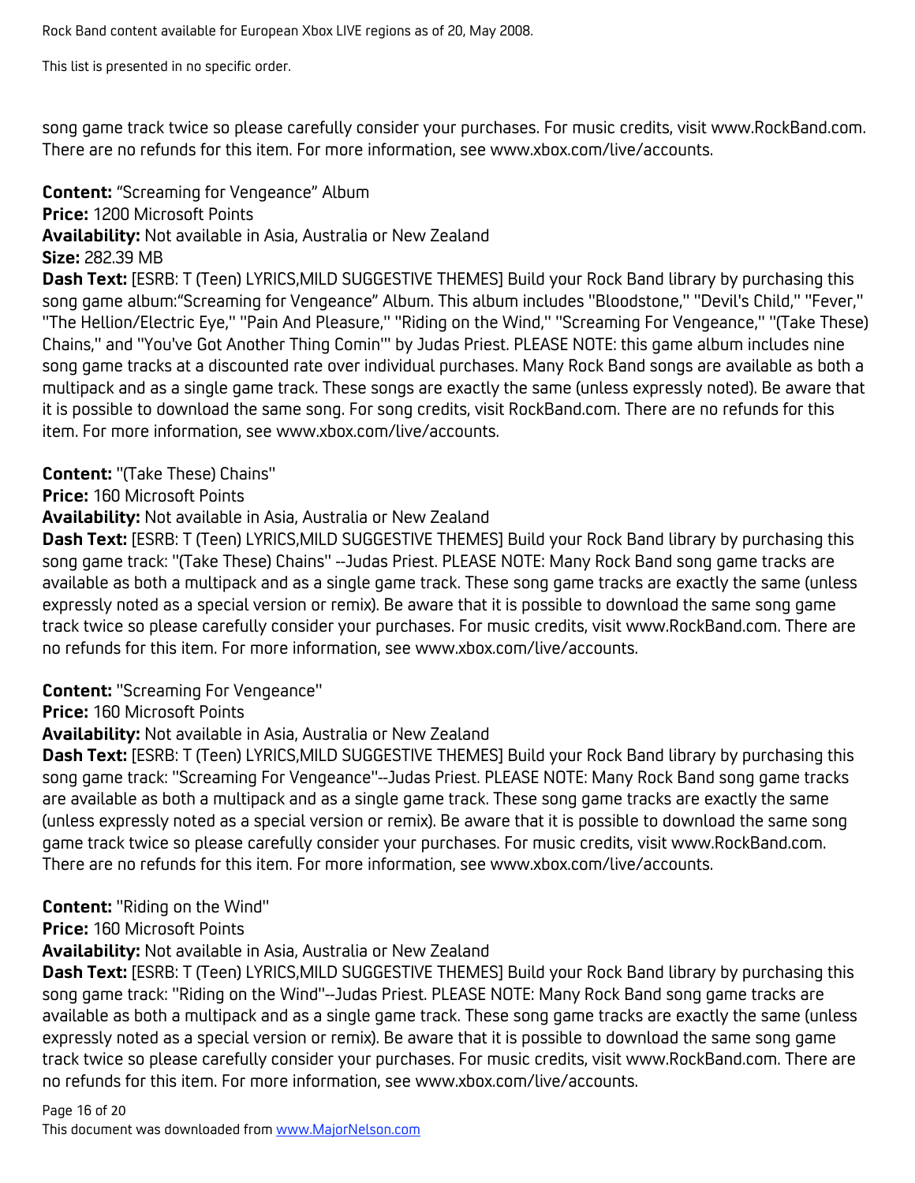song game track twice so please carefully consider your purchases. For music credits, visit www.RockBand.com. There are no refunds for this item. For more information, see www.xbox.com/live/accounts.

**Content:** "Screaming for Vengeance" Album
**Price:** 1200 Microsoft Points
**Availability:** Not available in Asia, Australia or New Zealand
**Size:** 282.39 MB
**Dash Text:** [ESRB: T (Teen) LYRICS,MILD SUGGESTIVE THEMES] Build your Rock Band library by purchasing this song game album:"Screaming for Vengeance" Album. This album includes "Bloodstone," "Devil's Child," "Fever," "The Hellion/Electric Eye," "Pain And Pleasure," "Riding on the Wind," "Screaming For Vengeance," "(Take These) Chains," and "You've Got Another Thing Comin'" by Judas Priest. PLEASE NOTE: this game album includes nine song game tracks at a discounted rate over individual purchases. Many Rock Band songs are available as both a multipack and as a single game track. These songs are exactly the same (unless expressly noted). Be aware that it is possible to download the same song. For song credits, visit RockBand.com. There are no refunds for this item. For more information, see www.xbox.com/live/accounts.

**Content:** "(Take These) Chains"
**Price:** 160 Microsoft Points
**Availability:** Not available in Asia, Australia or New Zealand
**Dash Text:** [ESRB: T (Teen) LYRICS,MILD SUGGESTIVE THEMES] Build your Rock Band library by purchasing this song game track: "(Take These) Chains" --Judas Priest. PLEASE NOTE: Many Rock Band song game tracks are available as both a multipack and as a single game track. These song game tracks are exactly the same (unless expressly noted as a special version or remix). Be aware that it is possible to download the same song game track twice so please carefully consider your purchases. For music credits, visit www.RockBand.com. There are no refunds for this item. For more information, see www.xbox.com/live/accounts.

**Content:** "Screaming For Vengeance"
**Price:** 160 Microsoft Points
**Availability:** Not available in Asia, Australia or New Zealand
**Dash Text:** [ESRB: T (Teen) LYRICS,MILD SUGGESTIVE THEMES] Build your Rock Band library by purchasing this song game track: "Screaming For Vengeance"--Judas Priest. PLEASE NOTE: Many Rock Band song game tracks are available as both a multipack and as a single game track. These song game tracks are exactly the same (unless expressly noted as a special version or remix). Be aware that it is possible to download the same song game track twice so please carefully consider your purchases. For music credits, visit www.RockBand.com. There are no refunds for this item. For more information, see www.xbox.com/live/accounts.

**Content:** "Riding on the Wind"
**Price:** 160 Microsoft Points
**Availability:** Not available in Asia, Australia or New Zealand
**Dash Text:** [ESRB: T (Teen) LYRICS,MILD SUGGESTIVE THEMES] Build your Rock Band library by purchasing this song game track: "Riding on the Wind"--Judas Priest. PLEASE NOTE: Many Rock Band song game tracks are available as both a multipack and as a single game track. These song game tracks are exactly the same (unless expressly noted as a special version or remix). Be aware that it is possible to download the same song game track twice so please carefully consider your purchases. For music credits, visit www.RockBand.com. There are no refunds for this item. For more information, see www.xbox.com/live/accounts.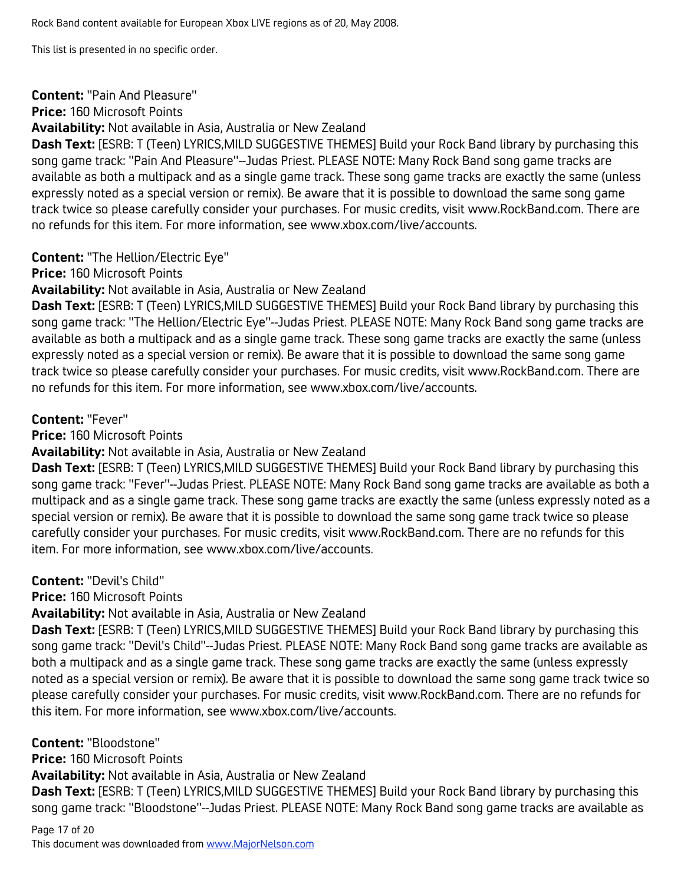Rock Band content available for European Xbox LIVE regions as of 20, May 2008.

This list is presented in no specific order.

**Content:** "Pain And Pleasure"
**Price:** 160 Microsoft Points
**Availability:** Not available in Asia, Australia or New Zealand
**Dash Text:** [ESRB: T (Teen) LYRICS,MILD SUGGESTIVE THEMES] Build your Rock Band library by purchasing this song game track: "Pain And Pleasure"--Judas Priest. PLEASE NOTE: Many Rock Band song game tracks are available as both a multipack and as a single game track. These song game tracks are exactly the same (unless expressly noted as a special version or remix). Be aware that it is possible to download the same song game track twice so please carefully consider your purchases. For music credits, visit www.RockBand.com. There are no refunds for this item. For more information, see www.xbox.com/live/accounts.

**Content:** "The Hellion/Electric Eye"
**Price:** 160 Microsoft Points
**Availability:** Not available in Asia, Australia or New Zealand
**Dash Text:** [ESRB: T (Teen) LYRICS,MILD SUGGESTIVE THEMES] Build your Rock Band library by purchasing this song game track: "The Hellion/Electric Eye"--Judas Priest. PLEASE NOTE: Many Rock Band song game tracks are available as both a multipack and as a single game track. These song game tracks are exactly the same (unless expressly noted as a special version or remix). Be aware that it is possible to download the same song game track twice so please carefully consider your purchases. For music credits, visit www.RockBand.com. There are no refunds for this item. For more information, see www.xbox.com/live/accounts.

**Content:** "Fever"
**Price:** 160 Microsoft Points
**Availability:** Not available in Asia, Australia or New Zealand
**Dash Text:** [ESRB: T (Teen) LYRICS,MILD SUGGESTIVE THEMES] Build your Rock Band library by purchasing this song game track: "Fever"--Judas Priest. PLEASE NOTE: Many Rock Band song game tracks are available as both a multipack and as a single game track. These song game tracks are exactly the same (unless expressly noted as a special version or remix). Be aware that it is possible to download the same song game track twice so please carefully consider your purchases. For music credits, visit www.RockBand.com. There are no refunds for this item. For more information, see www.xbox.com/live/accounts.

**Content:** "Devil's Child"
**Price:** 160 Microsoft Points
**Availability:** Not available in Asia, Australia or New Zealand
**Dash Text:** [ESRB: T (Teen) LYRICS,MILD SUGGESTIVE THEMES] Build your Rock Band library by purchasing this song game track: "Devil's Child"--Judas Priest. PLEASE NOTE: Many Rock Band song game tracks are available as both a multipack and as a single game track. These song game tracks are exactly the same (unless expressly noted as a special version or remix). Be aware that it is possible to download the same song game track twice so please carefully consider your purchases. For music credits, visit www.RockBand.com. There are no refunds for this item. For more information, see www.xbox.com/live/accounts.

**Content:** "Bloodstone"
**Price:** 160 Microsoft Points
**Availability:** Not available in Asia, Australia or New Zealand
**Dash Text:** [ESRB: T (Teen) LYRICS,MILD SUGGESTIVE THEMES] Build your Rock Band library by purchasing this song game track: "Bloodstone"--Judas Priest. PLEASE NOTE: Many Rock Band song game tracks are available as

This document was downloaded from www.MajorNelson.com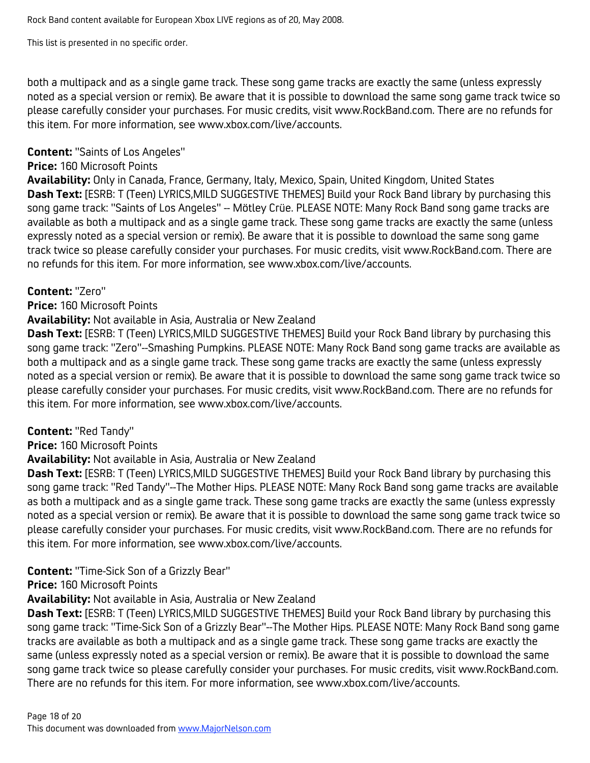both a multipack and as a single game track. These song game tracks are exactly the same (unless expressly noted as a special version or remix). Be aware that it is possible to download the same song game track twice so please carefully consider your purchases. For music credits, visit www.RockBand.com. There are no refunds for this item. For more information, see www.xbox.com/live/accounts.

**Content:** "Saints of Los Angeles"
**Price:** 160 Microsoft Points
**Availability:** Only in Canada, France, Germany, Italy, Mexico, Spain, United Kingdom, United States
**Dash Text:** [ESRB: T (Teen) LYRICS,MILD SUGGESTIVE THEMES] Build your Rock Band library by purchasing this song game track: "Saints of Los Angeles" -- Mötley Crüe. PLEASE NOTE: Many Rock Band song game tracks are available as both a multipack and as a single game track. These song game tracks are exactly the same (unless expressly noted as a special version or remix). Be aware that it is possible to download the same song game track twice so please carefully consider your purchases. For music credits, visit www.RockBand.com. There are no refunds for this item. For more information, see www.xbox.com/live/accounts.

**Content:** "Zero"
**Price:** 160 Microsoft Points
**Availability:** Not available in Asia, Australia or New Zealand
**Dash Text:** [ESRB: T (Teen) LYRICS,MILD SUGGESTIVE THEMES] Build your Rock Band library by purchasing this song game track: "Zero"--Smashing Pumpkins. PLEASE NOTE: Many Rock Band song game tracks are available as both a multipack and as a single game track. These song game tracks are exactly the same (unless expressly noted as a special version or remix). Be aware that it is possible to download the same song game track twice so please carefully consider your purchases. For music credits, visit www.RockBand.com. There are no refunds for this item. For more information, see www.xbox.com/live/accounts.

**Content:** "Red Tandy"
**Price:** 160 Microsoft Points
**Availability:** Not available in Asia, Australia or New Zealand
**Dash Text:** [ESRB: T (Teen) LYRICS,MILD SUGGESTIVE THEMES] Build your Rock Band library by purchasing this song game track: "Red Tandy"--The Mother Hips. PLEASE NOTE: Many Rock Band song game tracks are available as both a multipack and as a single game track. These song game tracks are exactly the same (unless expressly noted as a special version or remix). Be aware that it is possible to download the same song game track twice so please carefully consider your purchases. For music credits, visit www.RockBand.com. There are no refunds for this item. For more information, see www.xbox.com/live/accounts.

**Content:** "Time-Sick Son of a Grizzly Bear"
**Price:** 160 Microsoft Points
**Availability:** Not available in Asia, Australia or New Zealand
**Dash Text:** [ESRB: T (Teen) LYRICS,MILD SUGGESTIVE THEMES] Build your Rock Band library by purchasing this song game track: "Time-Sick Son of a Grizzly Bear"--The Mother Hips. PLEASE NOTE: Many Rock Band song game tracks are available as both a multipack and as a single game track. These song game tracks are exactly the same (unless expressly noted as a special version or remix). Be aware that it is possible to download the same song game track twice so please carefully consider your purchases. For music credits, visit www.RockBand.com. There are no refunds for this item. For more information, see www.xbox.com/live/accounts.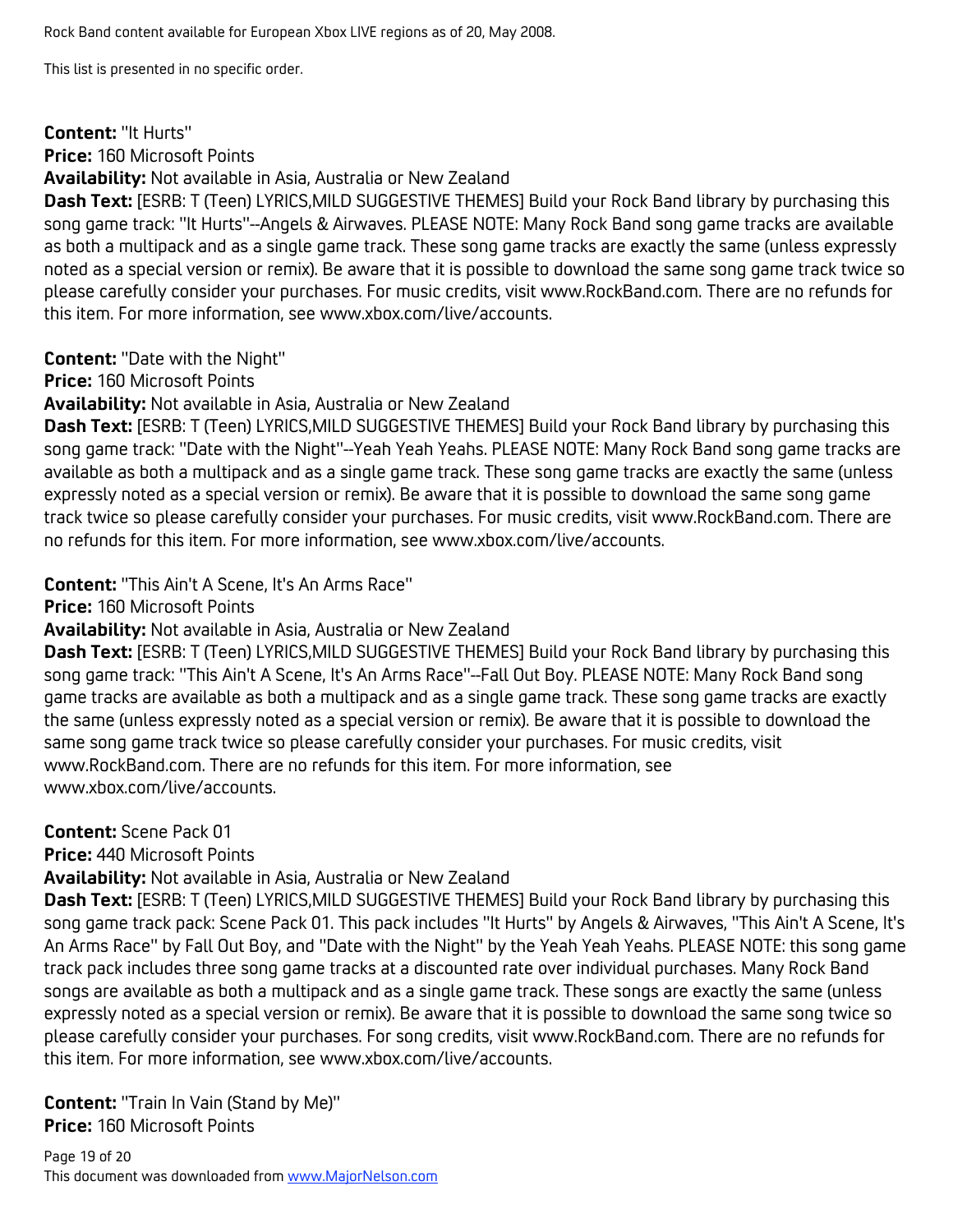Rock Band content available for European Xbox LIVE regions as of 20, May 2008.

This list is presented in no specific order.

**Content:** "It Hurts"
**Price:** 160 Microsoft Points
**Availability:** Not available in Asia, Australia or New Zealand
**Dash Text:** [ESRB: T (Teen) LYRICS,MILD SUGGESTIVE THEMES] Build your Rock Band library by purchasing this song game track: "It Hurts"--Angels & Airwaves. PLEASE NOTE: Many Rock Band song game tracks are available as both a multipack and as a single game track. These song game tracks are exactly the same (unless expressly noted as a special version or remix). Be aware that it is possible to download the same song game track twice so please carefully consider your purchases. For music credits, visit www.RockBand.com. There are no refunds for this item. For more information, see www.xbox.com/live/accounts.

**Content:** "Date with the Night"
**Price:** 160 Microsoft Points
**Availability:** Not available in Asia, Australia or New Zealand
**Dash Text:** [ESRB: T (Teen) LYRICS,MILD SUGGESTIVE THEMES] Build your Rock Band library by purchasing this song game track: "Date with the Night"--Yeah Yeah Yeahs. PLEASE NOTE: Many Rock Band song game tracks are available as both a multipack and as a single game track. These song game tracks are exactly the same (unless expressly noted as a special version or remix). Be aware that it is possible to download the same song game track twice so please carefully consider your purchases. For music credits, visit www.RockBand.com. There are no refunds for this item. For more information, see www.xbox.com/live/accounts.

**Content:** "This Ain't A Scene, It's An Arms Race"
**Price:** 160 Microsoft Points
**Availability:** Not available in Asia, Australia or New Zealand
**Dash Text:** [ESRB: T (Teen) LYRICS,MILD SUGGESTIVE THEMES] Build your Rock Band library by purchasing this song game track: "This Ain't A Scene, It's An Arms Race"--Fall Out Boy. PLEASE NOTE: Many Rock Band song game tracks are available as both a multipack and as a single game track. These song game tracks are exactly the same (unless expressly noted as a special version or remix). Be aware that it is possible to download the same song game track twice so please carefully consider your purchases. For music credits, visit www.RockBand.com. There are no refunds for this item. For more information, see www.xbox.com/live/accounts.

**Content:** Scene Pack 01
**Price:** 440 Microsoft Points
**Availability:** Not available in Asia, Australia or New Zealand
**Dash Text:** [ESRB: T (Teen) LYRICS,MILD SUGGESTIVE THEMES] Build your Rock Band library by purchasing this song game track pack: Scene Pack 01. This pack includes "It Hurts" by Angels & Airwaves, "This Ain't A Scene, It's An Arms Race" by Fall Out Boy, and "Date with the Night" by the Yeah Yeah Yeahs. PLEASE NOTE: this song game track pack includes three song game tracks at a discounted rate over individual purchases. Many Rock Band songs are available as both a multipack and as a single game track. These songs are exactly the same (unless expressly noted as a special version or remix). Be aware that it is possible to download the same song twice so please carefully consider your purchases. For song credits, visit www.RockBand.com. There are no refunds for this item. For more information, see www.xbox.com/live/accounts.

**Content:** "Train In Vain (Stand by Me)"
**Price:** 160 Microsoft Points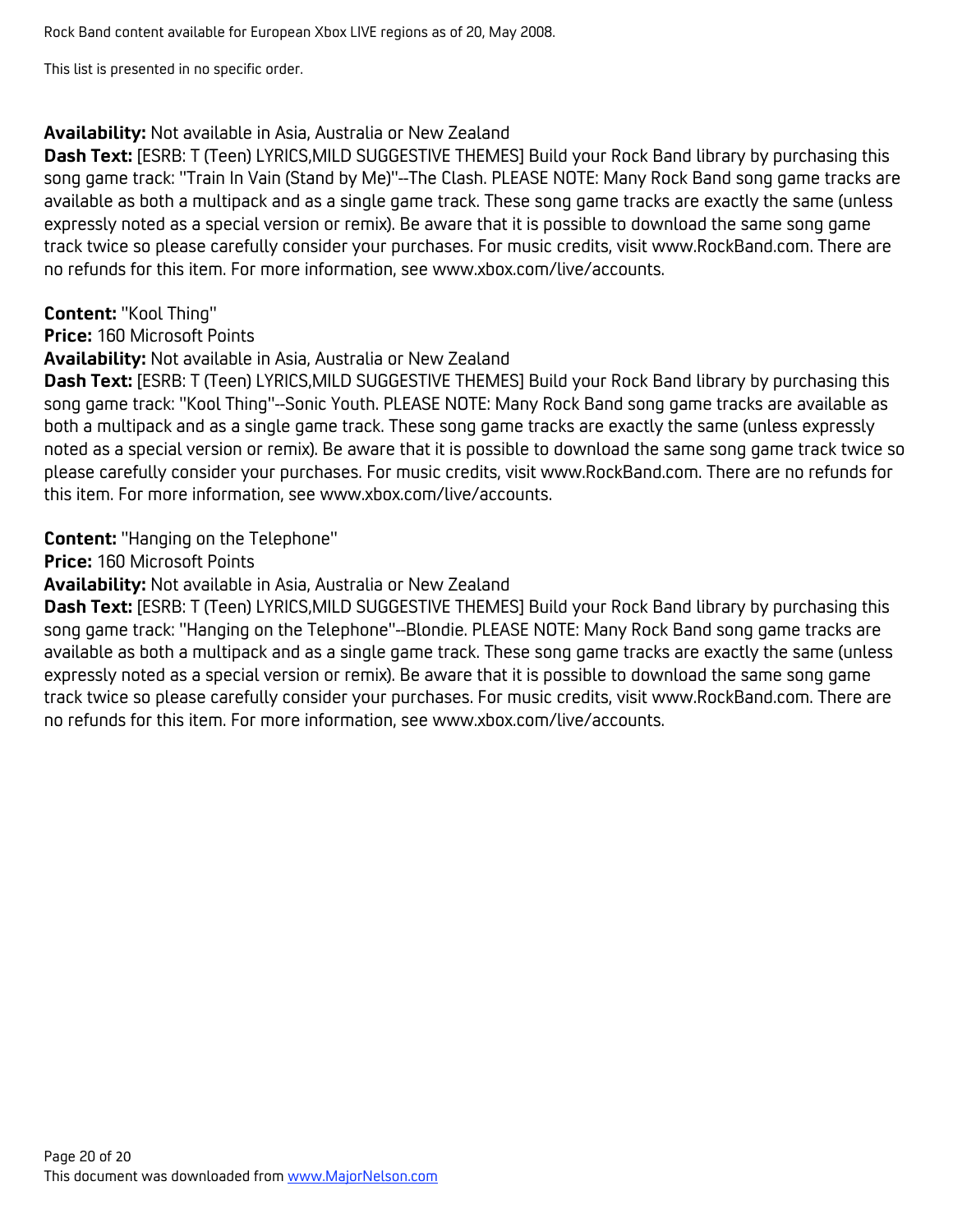Rock Band content available for European Xbox LIVE regions as of 20, May 2008.

This list is presented in no specific order.

**Availability:** Not available in Asia, Australia or New Zealand
**Dash Text:** [ESRB: T (Teen) LYRICS,MILD SUGGESTIVE THEMES] Build your Rock Band library by purchasing this song game track: "Train In Vain (Stand by Me)"--The Clash. PLEASE NOTE: Many Rock Band song game tracks are available as both a multipack and as a single game track. These song game tracks are exactly the same (unless expressly noted as a special version or remix). Be aware that it is possible to download the same song game track twice so please carefully consider your purchases. For music credits, visit www.RockBand.com. There are no refunds for this item. For more information, see www.xbox.com/live/accounts.

**Content:** "Kool Thing"
**Price:** 160 Microsoft Points
**Availability:** Not available in Asia, Australia or New Zealand
**Dash Text:** [ESRB: T (Teen) LYRICS,MILD SUGGESTIVE THEMES] Build your Rock Band library by purchasing this song game track: "Kool Thing"--Sonic Youth. PLEASE NOTE: Many Rock Band song game tracks are available as both a multipack and as a single game track. These song game tracks are exactly the same (unless expressly noted as a special version or remix). Be aware that it is possible to download the same song game track twice so please carefully consider your purchases. For music credits, visit www.RockBand.com. There are no refunds for this item. For more information, see www.xbox.com/live/accounts.

**Content:** "Hanging on the Telephone"
**Price:** 160 Microsoft Points
**Availability:** Not available in Asia, Australia or New Zealand
**Dash Text:** [ESRB: T (Teen) LYRICS,MILD SUGGESTIVE THEMES] Build your Rock Band library by purchasing this song game track: "Hanging on the Telephone"--Blondie. PLEASE NOTE: Many Rock Band song game tracks are available as both a multipack and as a single game track. These song game tracks are exactly the same (unless expressly noted as a special version or remix). Be aware that it is possible to download the same song game track twice so please carefully consider your purchases. For music credits, visit www.RockBand.com. There are no refunds for this item. For more information, see www.xbox.com/live/accounts.

This document was downloaded from www.MajorNelson.com